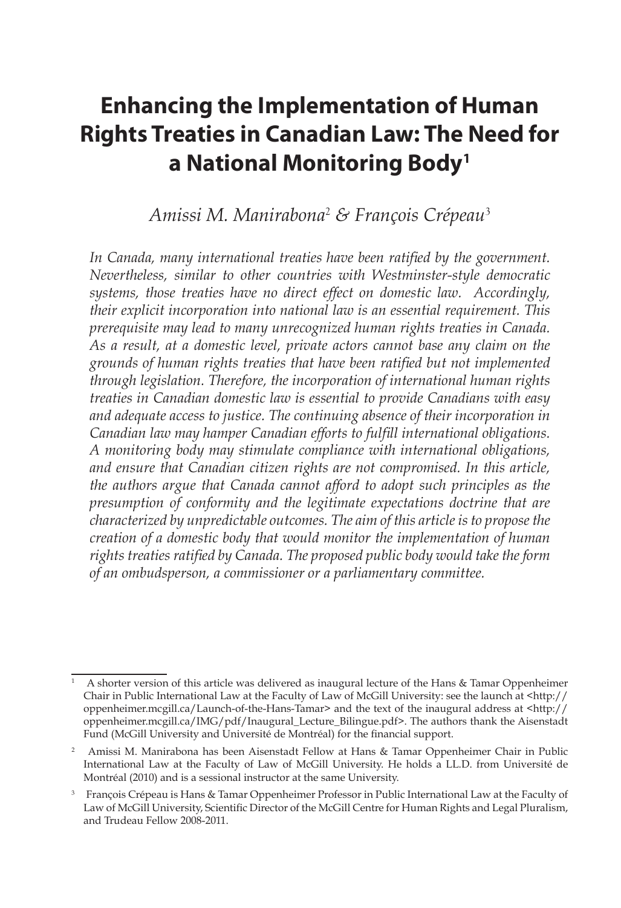# Enhancing the Implementation of Human Rights Treaties in Canadian Law: The Need for a National Monitoring Body[1]

*Amissi M. Manirabona*[2] *& François Crépeau*[3]

*In Canada, many international treaties have been ratified by the government. Nevertheless, similar to other countries with Westminster-style democratic systems, those treaties have no direct effect on domestic law. Accordingly, their explicit incorporation into national law is an essential requirement. This prerequisite may lead to many unrecognized human rights treaties in Canada. As a result, at a domestic level, private actors cannot base any claim on the grounds of human rights treaties that have been ratified but not implemented through legislation. Therefore, the incorporation of international human rights treaties in Canadian domestic law is essential to provide Canadians with easy and adequate access to justice. The continuing absence of their incorporation in Canadian law may hamper Canadian efforts to fulfill international obligations. A monitoring body may stimulate compliance with international obligations, and ensure that Canadian citizen rights are not compromised. In this article, the authors argue that Canada cannot afford to adopt such principles as the presumption of conformity and the legitimate expectations doctrine that are characterized by unpredictable outcomes. The aim of this article is to propose the creation of a domestic body that would monitor the implementation of human rights treaties ratified by Canada. The proposed public body would take the form of an ombudsperson, a commissioner or a parliamentary committee.*

---

[1] A shorter version of this article was delivered as inaugural lecture of the Hans & Tamar Oppenheimer Chair in Public International Law at the Faculty of Law of McGill University: see the launch at <http://oppenheimer.mcgill.ca/Launch-of-the-Hans-Tamar> and the text of the inaugural address at <http://oppenheimer.mcgill.ca/IMG/pdf/Inaugural_Lecture_Bilingue.pdf>. The authors thank the Aisenstadt Fund (McGill University and Université de Montréal) for the financial support.

[2] Amissi M. Manirabona has been Aisenstadt Fellow at Hans & Tamar Oppenheimer Chair in Public International Law at the Faculty of Law of McGill University. He holds a LL.D. from Université de Montréal (2010) and is a sessional instructor at the same University.

[3] François Crépeau is Hans & Tamar Oppenheimer Professor in Public International Law at the Faculty of Law of McGill University, Scientific Director of the McGill Centre for Human Rights and Legal Pluralism, and Trudeau Fellow 2008-2011.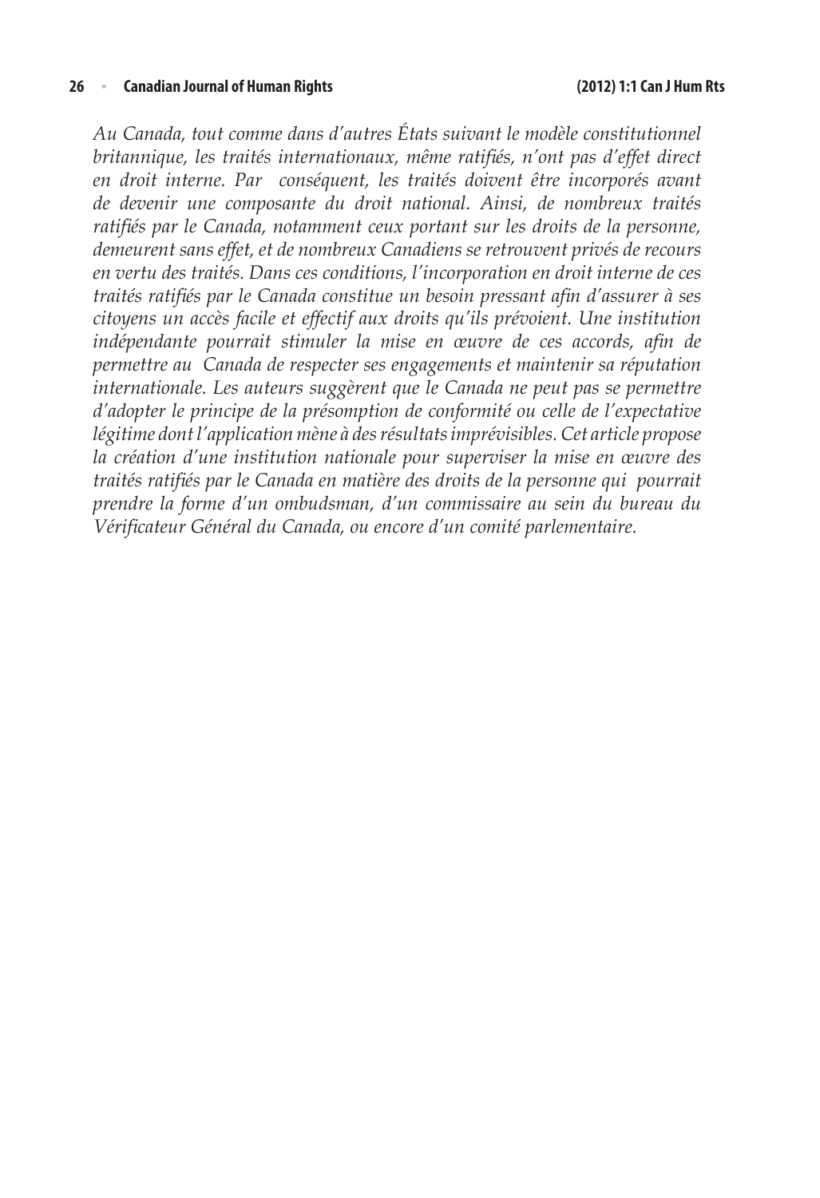*Au Canada, tout comme dans d'autres États suivant le modèle constitutionnel britannique, les traités internationaux, même ratifiés, n'ont pas d'effet direct en droit interne. Par conséquent, les traités doivent être incorporés avant de devenir une composante du droit national. Ainsi, de nombreux traités ratifiés par le Canada, notamment ceux portant sur les droits de la personne, demeurent sans effet, et de nombreux Canadiens se retrouvent privés de recours en vertu des traités. Dans ces conditions, l'incorporation en droit interne de ces traités ratifiés par le Canada constitue un besoin pressant afin d'assurer à ses citoyens un accès facile et effectif aux droits qu'ils prévoient. Une institution indépendante pourrait stimuler la mise en œuvre de ces accords, afin de permettre au Canada de respecter ses engagements et maintenir sa réputation internationale. Les auteurs suggèrent que le Canada ne peut pas se permettre d'adopter le principe de la présomption de conformité ou celle de l'expectative légitime dont l'application mène à des résultats imprévisibles. Cet article propose la création d'une institution nationale pour superviser la mise en œuvre des traités ratifiés par le Canada en matière des droits de la personne qui pourrait prendre la forme d'un ombudsman, d'un commissaire au sein du bureau du Vérificateur Général du Canada, ou encore d'un comité parlementaire.*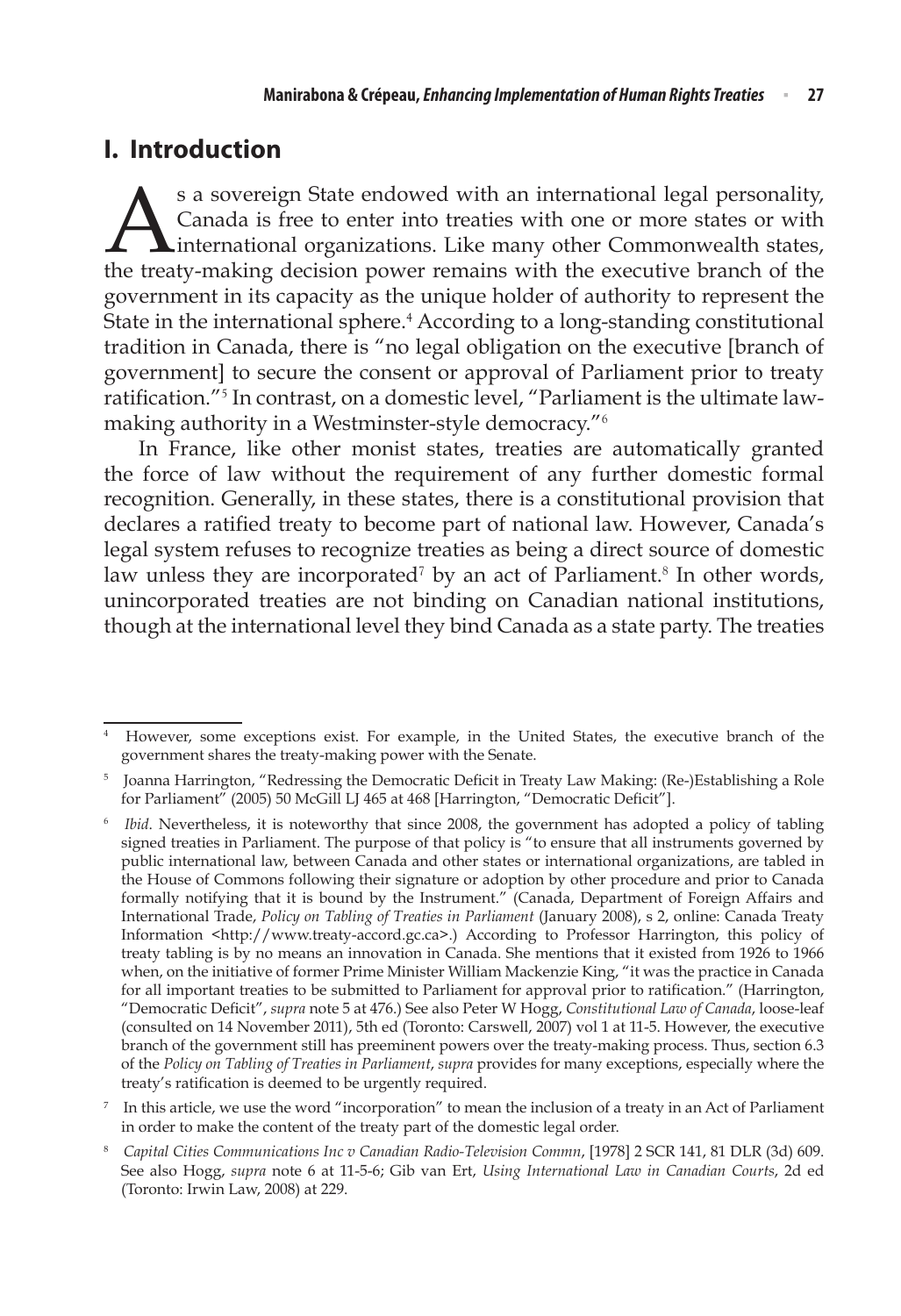## I. Introduction

As a sovereign State endowed with an international legal personality, Canada is free to enter into treaties with one or more states or with international organizations. Like many other Commonwealth states, the treaty-making decision power remains with the executive branch of the government in its capacity as the unique holder of authority to represent the State in the international sphere.[4] According to a long-standing constitutional tradition in Canada, there is "no legal obligation on the executive [branch of government] to secure the consent or approval of Parliament prior to treaty ratification."[5] In contrast, on a domestic level, "Parliament is the ultimate law-making authority in a Westminster-style democracy."[6]

In France, like other monist states, treaties are automatically granted the force of law without the requirement of any further domestic formal recognition. Generally, in these states, there is a constitutional provision that declares a ratified treaty to become part of national law. However, Canada's legal system refuses to recognize treaties as being a direct source of domestic law unless they are incorporated[7] by an act of Parliament.[8] In other words, unincorporated treaties are not binding on Canadian national institutions, though at the international level they bind Canada as a state party. The treaties

---

[4] However, some exceptions exist. For example, in the United States, the executive branch of the government shares the treaty-making power with the Senate.

[5] Joanna Harrington, "Redressing the Democratic Deficit in Treaty Law Making: (Re-)Establishing a Role for Parliament" (2005) 50 McGill LJ 465 at 468 [Harrington, "Democratic Deficit"].

[6] *Ibid*. Nevertheless, it is noteworthy that since 2008, the government has adopted a policy of tabling signed treaties in Parliament. The purpose of that policy is "to ensure that all instruments governed by public international law, between Canada and other states or international organizations, are tabled in the House of Commons following their signature or adoption by other procedure and prior to Canada formally notifying that it is bound by the Instrument." (Canada, Department of Foreign Affairs and International Trade, *Policy on Tabling of Treaties in Parliament* (January 2008), s 2, online: Canada Treaty Information <http://www.treaty-accord.gc.ca>.) According to Professor Harrington, this policy of treaty tabling is by no means an innovation in Canada. She mentions that it existed from 1926 to 1966 when, on the initiative of former Prime Minister William Mackenzie King, "it was the practice in Canada for all important treaties to be submitted to Parliament for approval prior to ratification." (Harrington, "Democratic Deficit", *supra* note 5 at 476.) See also Peter W Hogg, *Constitutional Law of Canada*, loose-leaf (consulted on 14 November 2011), 5th ed (Toronto: Carswell, 2007) vol 1 at 11-5. However, the executive branch of the government still has preeminent powers over the treaty-making process. Thus, section 6.3 of the *Policy on Tabling of Treaties in Parliament*, *supra* provides for many exceptions, especially where the treaty's ratification is deemed to be urgently required.

[7] In this article, we use the word "incorporation" to mean the inclusion of a treaty in an Act of Parliament in order to make the content of the treaty part of the domestic legal order.

[8] *Capital Cities Communications Inc v Canadian Radio-Television Commn*, [1978] 2 SCR 141, 81 DLR (3d) 609. See also Hogg, *supra* note 6 at 11-5-6; Gib van Ert, *Using International Law in Canadian Courts*, 2d ed (Toronto: Irwin Law, 2008) at 229.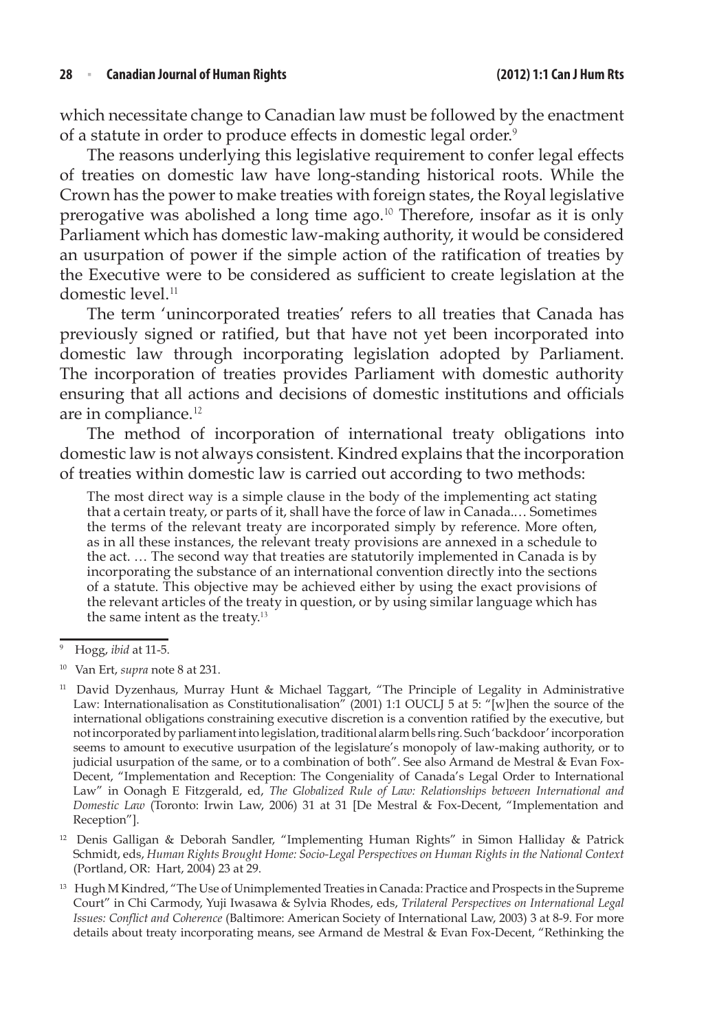which necessitate change to Canadian law must be followed by the enactment of a statute in order to produce effects in domestic legal order.[9]

The reasons underlying this legislative requirement to confer legal effects of treaties on domestic law have long-standing historical roots. While the Crown has the power to make treaties with foreign states, the Royal legislative prerogative was abolished a long time ago.[10] Therefore, insofar as it is only Parliament which has domestic law-making authority, it would be considered an usurpation of power if the simple action of the ratification of treaties by the Executive were to be considered as sufficient to create legislation at the domestic level.[11]

The term 'unincorporated treaties' refers to all treaties that Canada has previously signed or ratified, but that have not yet been incorporated into domestic law through incorporating legislation adopted by Parliament. The incorporation of treaties provides Parliament with domestic authority ensuring that all actions and decisions of domestic institutions and officials are in compliance.[12]

The method of incorporation of international treaty obligations into domestic law is not always consistent. Kindred explains that the incorporation of treaties within domestic law is carried out according to two methods:

> The most direct way is a simple clause in the body of the implementing act stating that a certain treaty, or parts of it, shall have the force of law in Canada.… Sometimes the terms of the relevant treaty are incorporated simply by reference. More often, as in all these instances, the relevant treaty provisions are annexed in a schedule to the act. … The second way that treaties are statutorily implemented in Canada is by incorporating the substance of an international convention directly into the sections of a statute. This objective may be achieved either by using the exact provisions of the relevant articles of the treaty in question, or by using similar language which has the same intent as the treaty.[13]

---

[9] Hogg, *ibid* at 11-5.

[10] Van Ert, *supra* note 8 at 231.

[11] David Dyzenhaus, Murray Hunt & Michael Taggart, "The Principle of Legality in Administrative Law: Internationalisation as Constitutionalisation" (2001) 1:1 OUCLJ 5 at 5: "[w]hen the source of the international obligations constraining executive discretion is a convention ratified by the executive, but not incorporated by parliament into legislation, traditional alarm bells ring. Such 'backdoor' incorporation seems to amount to executive usurpation of the legislature's monopoly of law-making authority, or to judicial usurpation of the same, or to a combination of both". See also Armand de Mestral & Evan Fox-Decent, "Implementation and Reception: The Congeniality of Canada's Legal Order to International Law" in Oonagh E Fitzgerald, ed, *The Globalized Rule of Law: Relationships between International and Domestic Law* (Toronto: Irwin Law, 2006) 31 at 31 [De Mestral & Fox-Decent, "Implementation and Reception"].

[12] Denis Galligan & Deborah Sandler, "Implementing Human Rights" in Simon Halliday & Patrick Schmidt, eds, *Human Rights Brought Home: Socio-Legal Perspectives on Human Rights in the National Context* (Portland, OR: Hart, 2004) 23 at 29.

[13] Hugh M Kindred, "The Use of Unimplemented Treaties in Canada: Practice and Prospects in the Supreme Court" in Chi Carmody, Yuji Iwasawa & Sylvia Rhodes, eds, *Trilateral Perspectives on International Legal Issues: Conflict and Coherence* (Baltimore: American Society of International Law, 2003) 3 at 8-9. For more details about treaty incorporating means, see Armand de Mestral & Evan Fox-Decent, "Rethinking the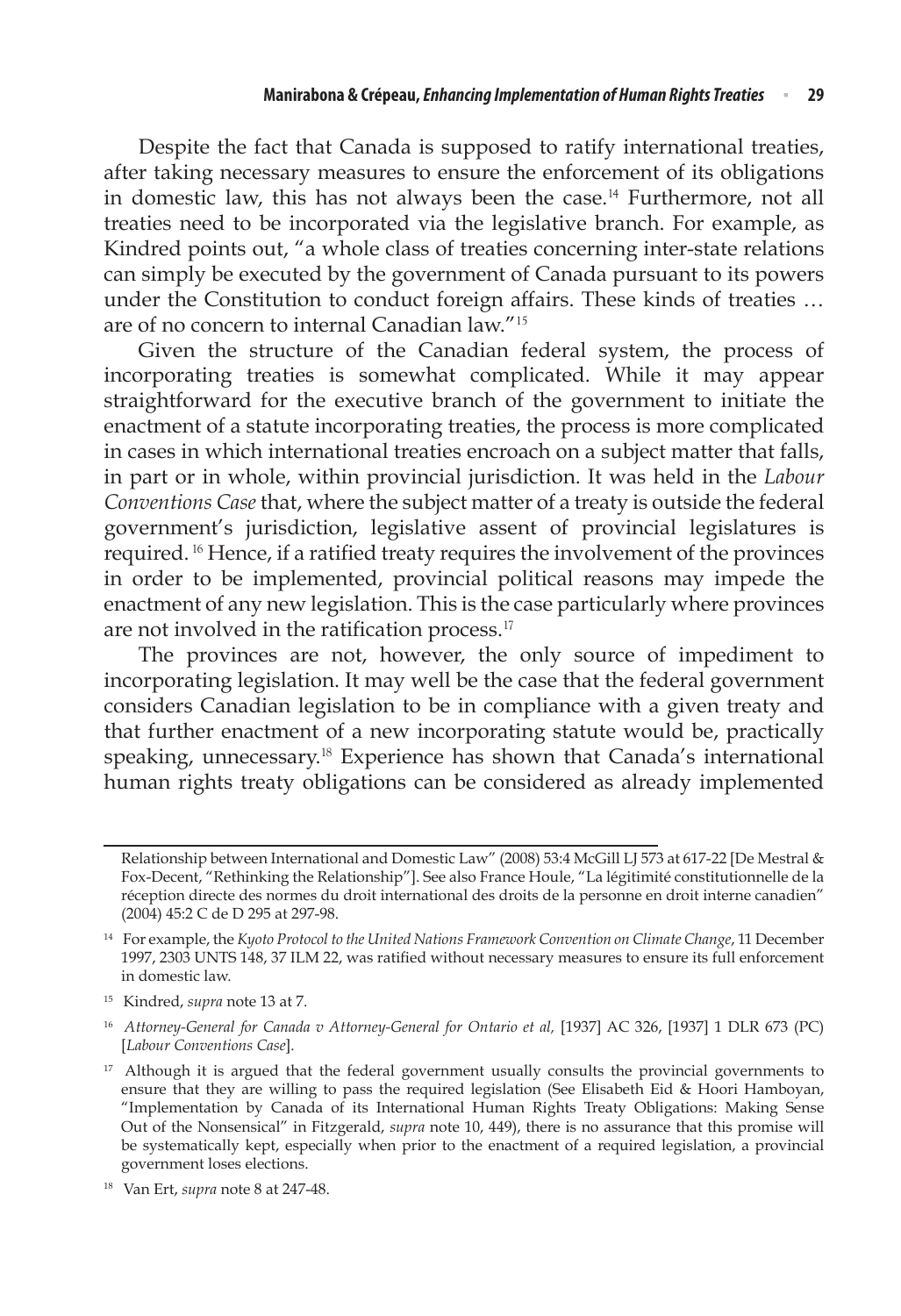Despite the fact that Canada is supposed to ratify international treaties, after taking necessary measures to ensure the enforcement of its obligations in domestic law, this has not always been the case.[14] Furthermore, not all treaties need to be incorporated via the legislative branch. For example, as Kindred points out, "a whole class of treaties concerning inter-state relations can simply be executed by the government of Canada pursuant to its powers under the Constitution to conduct foreign affairs. These kinds of treaties … are of no concern to internal Canadian law."[15]

Given the structure of the Canadian federal system, the process of incorporating treaties is somewhat complicated. While it may appear straightforward for the executive branch of the government to initiate the enactment of a statute incorporating treaties, the process is more complicated in cases in which international treaties encroach on a subject matter that falls, in part or in whole, within provincial jurisdiction. It was held in the *Labour Conventions Case* that, where the subject matter of a treaty is outside the federal government's jurisdiction, legislative assent of provincial legislatures is required.[16] Hence, if a ratified treaty requires the involvement of the provinces in order to be implemented, provincial political reasons may impede the enactment of any new legislation. This is the case particularly where provinces are not involved in the ratification process.[17]

The provinces are not, however, the only source of impediment to incorporating legislation. It may well be the case that the federal government considers Canadian legislation to be in compliance with a given treaty and that further enactment of a new incorporating statute would be, practically speaking, unnecessary.[18] Experience has shown that Canada's international human rights treaty obligations can be considered as already implemented

---

Relationship between International and Domestic Law" (2008) 53:4 McGill LJ 573 at 617-22 [De Mestral & Fox-Decent, "Rethinking the Relationship"]. See also France Houle, "La légitimité constitutionnelle de la réception directe des normes du droit international des droits de la personne en droit interne canadien" (2004) 45:2 C de D 295 at 297-98.

[14] For example, the *Kyoto Protocol to the United Nations Framework Convention on Climate Change*, 11 December 1997, 2303 UNTS 148, 37 ILM 22, was ratified without necessary measures to ensure its full enforcement in domestic law.

[15] Kindred, *supra* note 13 at 7.

[16] *Attorney-General for Canada v Attorney-General for Ontario et al,* [1937] AC 326, [1937] 1 DLR 673 (PC) [*Labour Conventions Case*].

[17] Although it is argued that the federal government usually consults the provincial governments to ensure that they are willing to pass the required legislation (See Elisabeth Eid & Hoori Hamboyan, "Implementation by Canada of its International Human Rights Treaty Obligations: Making Sense Out of the Nonsensical" in Fitzgerald, *supra* note 10, 449), there is no assurance that this promise will be systematically kept, especially when prior to the enactment of a required legislation, a provincial government loses elections.

[18] Van Ert, *supra* note 8 at 247-48.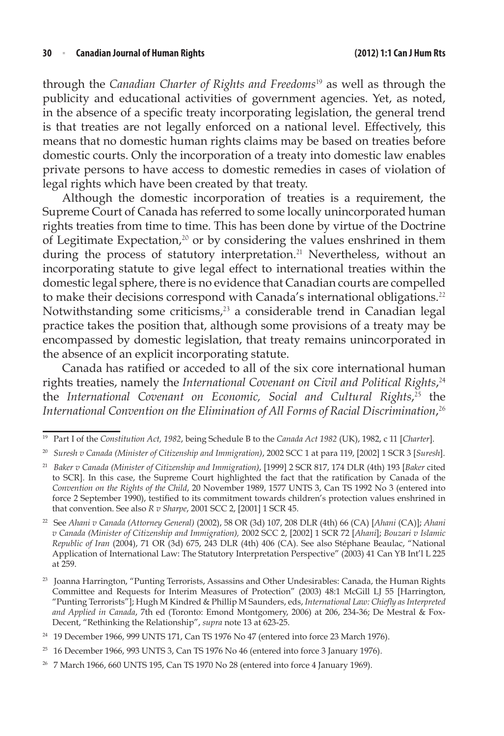through the *Canadian Charter of Rights and Freedoms*[19] as well as through the publicity and educational activities of government agencies. Yet, as noted, in the absence of a specific treaty incorporating legislation, the general trend is that treaties are not legally enforced on a national level. Effectively, this means that no domestic human rights claims may be based on treaties before domestic courts. Only the incorporation of a treaty into domestic law enables private persons to have access to domestic remedies in cases of violation of legal rights which have been created by that treaty.

Although the domestic incorporation of treaties is a requirement, the Supreme Court of Canada has referred to some locally unincorporated human rights treaties from time to time. This has been done by virtue of the Doctrine of Legitimate Expectation,[20] or by considering the values enshrined in them during the process of statutory interpretation.[21] Nevertheless, without an incorporating statute to give legal effect to international treaties within the domestic legal sphere, there is no evidence that Canadian courts are compelled to make their decisions correspond with Canada's international obligations.[22] Notwithstanding some criticisms,[23] a considerable trend in Canadian legal practice takes the position that, although some provisions of a treaty may be encompassed by domestic legislation, that treaty remains unincorporated in the absence of an explicit incorporating statute.

Canada has ratified or acceded to all of the six core international human rights treaties, namely the *International Covenant on Civil and Political Rights*,[24] the *International Covenant on Economic, Social and Cultural Rights*,[25] the *International Convention on the Elimination of All Forms of Racial Discrimination*,[26]

---

[19] Part I of the *Constitution Act, 1982*, being Schedule B to the *Canada Act 1982* (UK), 1982, c 11 [*Charter*].

[20] *Suresh v Canada (Minister of Citizenship and Immigration)*, 2002 SCC 1 at para 119, [2002] 1 SCR 3 [*Suresh*].

[21] *Baker v Canada (Minister of Citizenship and Immigration)*, [1999] 2 SCR 817, 174 DLR (4th) 193 [*Baker* cited to SCR]. In this case, the Supreme Court highlighted the fact that the ratification by Canada of the *Convention on the Rights of the Child*, 20 November 1989, 1577 UNTS 3, Can TS 1992 No 3 (entered into force 2 September 1990), testified to its commitment towards children's protection values enshrined in that convention. See also *R v Sharpe*, 2001 SCC 2, [2001] 1 SCR 45.

[22] See *Ahani v Canada (Attorney General)* (2002), 58 OR (3d) 107, 208 DLR (4th) 66 (CA) [*Ahani* (CA)]; *Ahani v Canada (Minister of Citizenship and Immigration),* 2002 SCC 2, [2002] 1 SCR 72 [*Ahani*]; *Bouzari v Islamic Republic of Iran* (2004), 71 OR (3d) 675, 243 DLR (4th) 406 (CA). See also Stéphane Beaulac, "National Application of International Law: The Statutory Interpretation Perspective" (2003) 41 Can YB Int'l L 225 at 259.

[23] Joanna Harrington, "Punting Terrorists, Assassins and Other Undesirables: Canada, the Human Rights Committee and Requests for Interim Measures of Protection" (2003) 48:1 McGill LJ 55 [Harrington, "Punting Terrorists"]; Hugh M Kindred & Phillip M Saunders, eds, *International Law: Chiefly as Interpreted and Applied in Canada*, 7th ed (Toronto: Emond Montgomery, 2006) at 206, 234-36; De Mestral & Fox-Decent, "Rethinking the Relationship", *supra* note 13 at 623-25.

[24] 19 December 1966, 999 UNTS 171, Can TS 1976 No 47 (entered into force 23 March 1976).

[25] 16 December 1966, 993 UNTS 3, Can TS 1976 No 46 (entered into force 3 January 1976).

[26] 7 March 1966, 660 UNTS 195, Can TS 1970 No 28 (entered into force 4 January 1969).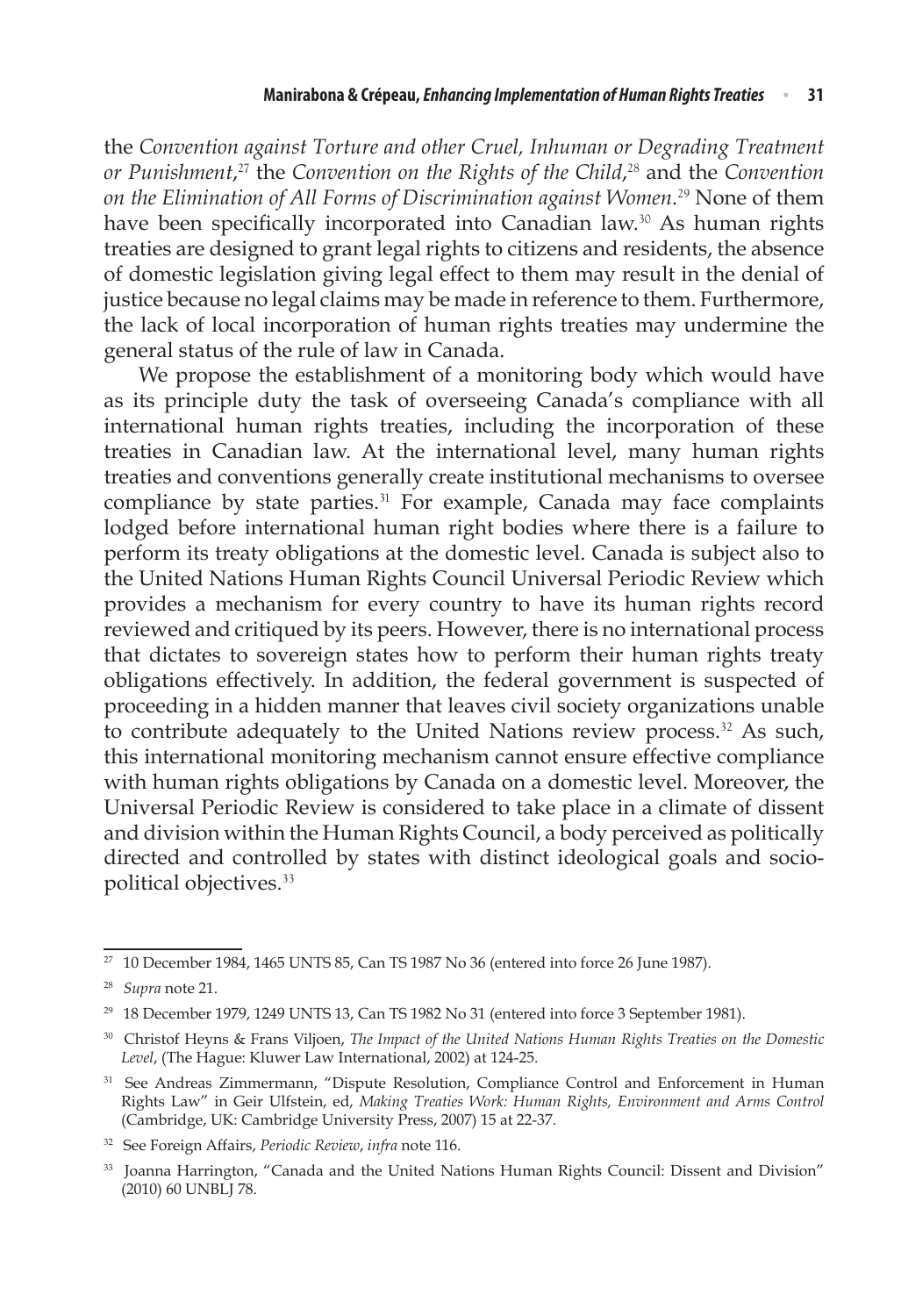the *Convention against Torture and other Cruel, Inhuman or Degrading Treatment or Punishment*,[27] the *Convention on the Rights of the Child*,[28] and the *Convention on the Elimination of All Forms of Discrimination against Women*.[29] None of them have been specifically incorporated into Canadian law.[30] As human rights treaties are designed to grant legal rights to citizens and residents, the absence of domestic legislation giving legal effect to them may result in the denial of justice because no legal claims may be made in reference to them. Furthermore, the lack of local incorporation of human rights treaties may undermine the general status of the rule of law in Canada.

We propose the establishment of a monitoring body which would have as its principle duty the task of overseeing Canada's compliance with all international human rights treaties, including the incorporation of these treaties in Canadian law. At the international level, many human rights treaties and conventions generally create institutional mechanisms to oversee compliance by state parties.[31] For example, Canada may face complaints lodged before international human right bodies where there is a failure to perform its treaty obligations at the domestic level. Canada is subject also to the United Nations Human Rights Council Universal Periodic Review which provides a mechanism for every country to have its human rights record reviewed and critiqued by its peers. However, there is no international process that dictates to sovereign states how to perform their human rights treaty obligations effectively. In addition, the federal government is suspected of proceeding in a hidden manner that leaves civil society organizations unable to contribute adequately to the United Nations review process.[32] As such, this international monitoring mechanism cannot ensure effective compliance with human rights obligations by Canada on a domestic level. Moreover, the Universal Periodic Review is considered to take place in a climate of dissent and division within the Human Rights Council, a body perceived as politically directed and controlled by states with distinct ideological goals and socio-political objectives.[33]

---

[27] 10 December 1984, 1465 UNTS 85, Can TS 1987 No 36 (entered into force 26 June 1987).

[28] *Supra* note 21.

[29] 18 December 1979, 1249 UNTS 13, Can TS 1982 No 31 (entered into force 3 September 1981).

[30] Christof Heyns & Frans Viljoen, *The Impact of the United Nations Human Rights Treaties on the Domestic Level*, (The Hague: Kluwer Law International, 2002) at 124-25.

[31] See Andreas Zimmermann, "Dispute Resolution, Compliance Control and Enforcement in Human Rights Law" in Geir Ulfstein, ed, *Making Treaties Work: Human Rights, Environment and Arms Control* (Cambridge, UK: Cambridge University Press, 2007) 15 at 22-37.

[32] See Foreign Affairs, *Periodic Review*, *infra* note 116.

[33] Joanna Harrington, "Canada and the United Nations Human Rights Council: Dissent and Division" (2010) 60 UNBLJ 78.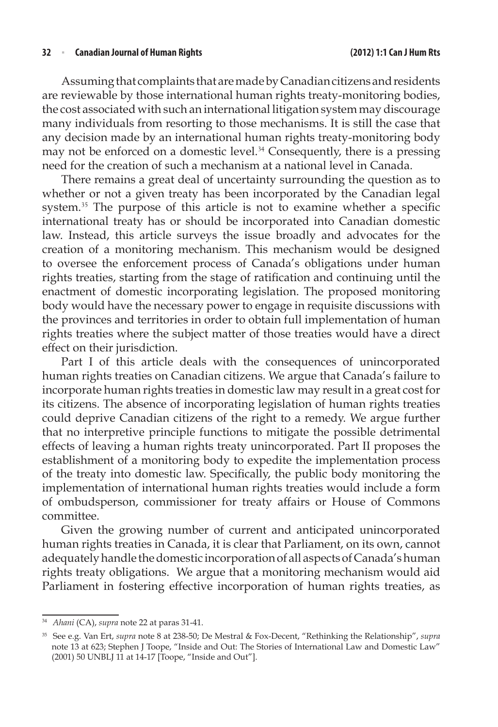Assuming that complaints that are made by Canadian citizens and residents are reviewable by those international human rights treaty-monitoring bodies, the cost associated with such an international litigation system may discourage many individuals from resorting to those mechanisms. It is still the case that any decision made by an international human rights treaty-monitoring body may not be enforced on a domestic level.[34] Consequently, there is a pressing need for the creation of such a mechanism at a national level in Canada.

There remains a great deal of uncertainty surrounding the question as to whether or not a given treaty has been incorporated by the Canadian legal system.[35] The purpose of this article is not to examine whether a specific international treaty has or should be incorporated into Canadian domestic law. Instead, this article surveys the issue broadly and advocates for the creation of a monitoring mechanism. This mechanism would be designed to oversee the enforcement process of Canada's obligations under human rights treaties, starting from the stage of ratification and continuing until the enactment of domestic incorporating legislation. The proposed monitoring body would have the necessary power to engage in requisite discussions with the provinces and territories in order to obtain full implementation of human rights treaties where the subject matter of those treaties would have a direct effect on their jurisdiction.

Part I of this article deals with the consequences of unincorporated human rights treaties on Canadian citizens. We argue that Canada's failure to incorporate human rights treaties in domestic law may result in a great cost for its citizens. The absence of incorporating legislation of human rights treaties could deprive Canadian citizens of the right to a remedy. We argue further that no interpretive principle functions to mitigate the possible detrimental effects of leaving a human rights treaty unincorporated. Part II proposes the establishment of a monitoring body to expedite the implementation process of the treaty into domestic law. Specifically, the public body monitoring the implementation of international human rights treaties would include a form of ombudsperson, commissioner for treaty affairs or House of Commons committee.

Given the growing number of current and anticipated unincorporated human rights treaties in Canada, it is clear that Parliament, on its own, cannot adequately handle the domestic incorporation of all aspects of Canada's human rights treaty obligations. We argue that a monitoring mechanism would aid Parliament in fostering effective incorporation of human rights treaties, as

---

[34] *Ahani* (CA), *supra* note 22 at paras 31-41.

[35] See e.g. Van Ert, *supra* note 8 at 238-50; De Mestral & Fox-Decent, "Rethinking the Relationship", *supra* note 13 at 623; Stephen J Toope, "Inside and Out: The Stories of International Law and Domestic Law" (2001) 50 UNBLJ 11 at 14-17 [Toope, "Inside and Out"].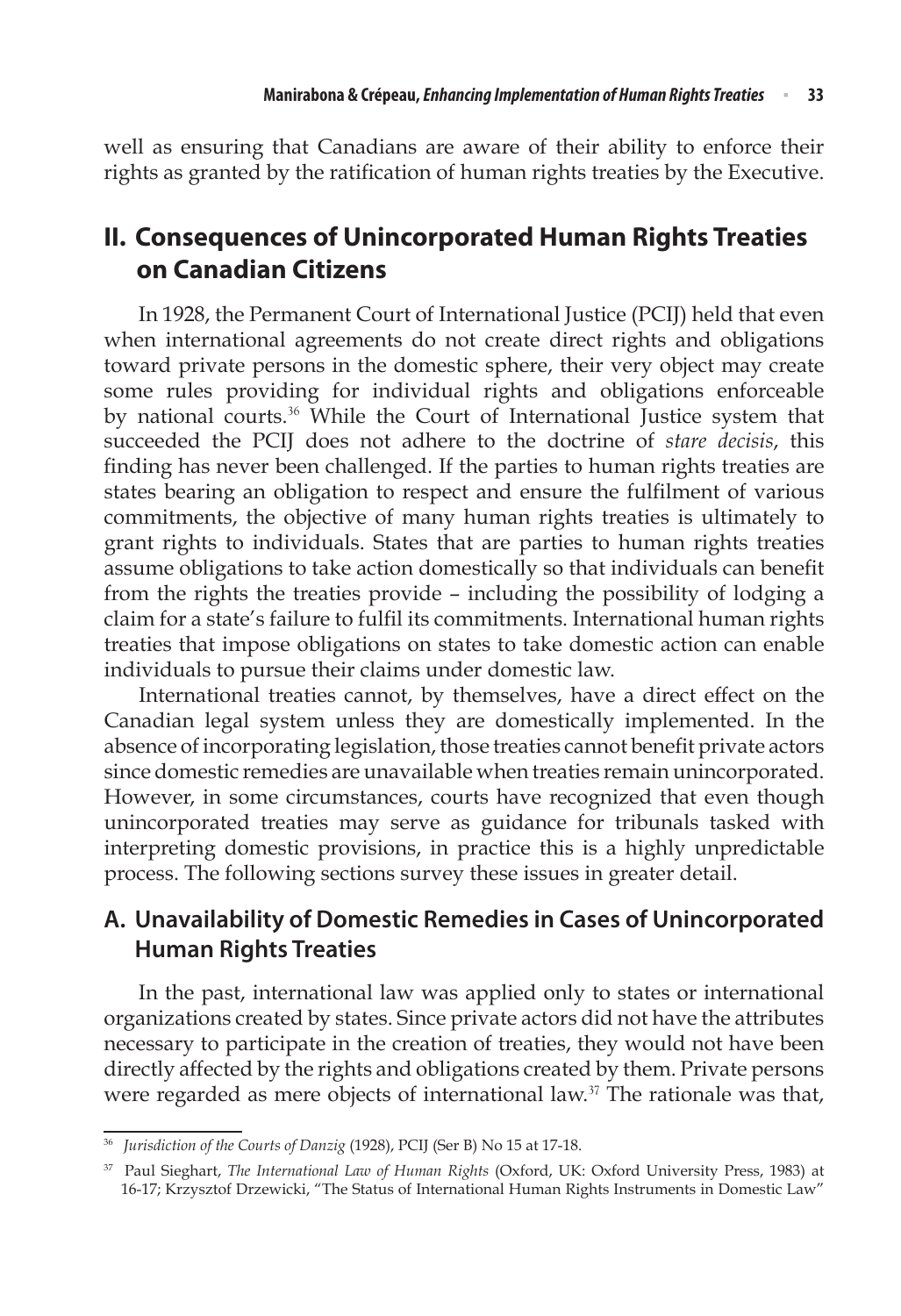well as ensuring that Canadians are aware of their ability to enforce their rights as granted by the ratification of human rights treaties by the Executive.

## II. Consequences of Unincorporated Human Rights Treaties on Canadian Citizens

In 1928, the Permanent Court of International Justice (PCIJ) held that even when international agreements do not create direct rights and obligations toward private persons in the domestic sphere, their very object may create some rules providing for individual rights and obligations enforceable by national courts.[36] While the Court of International Justice system that succeeded the PCIJ does not adhere to the doctrine of *stare decisis*, this finding has never been challenged. If the parties to human rights treaties are states bearing an obligation to respect and ensure the fulfilment of various commitments, the objective of many human rights treaties is ultimately to grant rights to individuals. States that are parties to human rights treaties assume obligations to take action domestically so that individuals can benefit from the rights the treaties provide – including the possibility of lodging a claim for a state's failure to fulfil its commitments. International human rights treaties that impose obligations on states to take domestic action can enable individuals to pursue their claims under domestic law.

International treaties cannot, by themselves, have a direct effect on the Canadian legal system unless they are domestically implemented. In the absence of incorporating legislation, those treaties cannot benefit private actors since domestic remedies are unavailable when treaties remain unincorporated. However, in some circumstances, courts have recognized that even though unincorporated treaties may serve as guidance for tribunals tasked with interpreting domestic provisions, in practice this is a highly unpredictable process. The following sections survey these issues in greater detail.

### A. Unavailability of Domestic Remedies in Cases of Unincorporated Human Rights Treaties

In the past, international law was applied only to states or international organizations created by states. Since private actors did not have the attributes necessary to participate in the creation of treaties, they would not have been directly affected by the rights and obligations created by them. Private persons were regarded as mere objects of international law.[37] The rationale was that,

---

[36] *Jurisdiction of the Courts of Danzig* (1928), PCIJ (Ser B) No 15 at 17-18.

[37] Paul Sieghart, *The International Law of Human Rights* (Oxford, UK: Oxford University Press, 1983) at 16-17; Krzysztof Drzewicki, "The Status of International Human Rights Instruments in Domestic Law"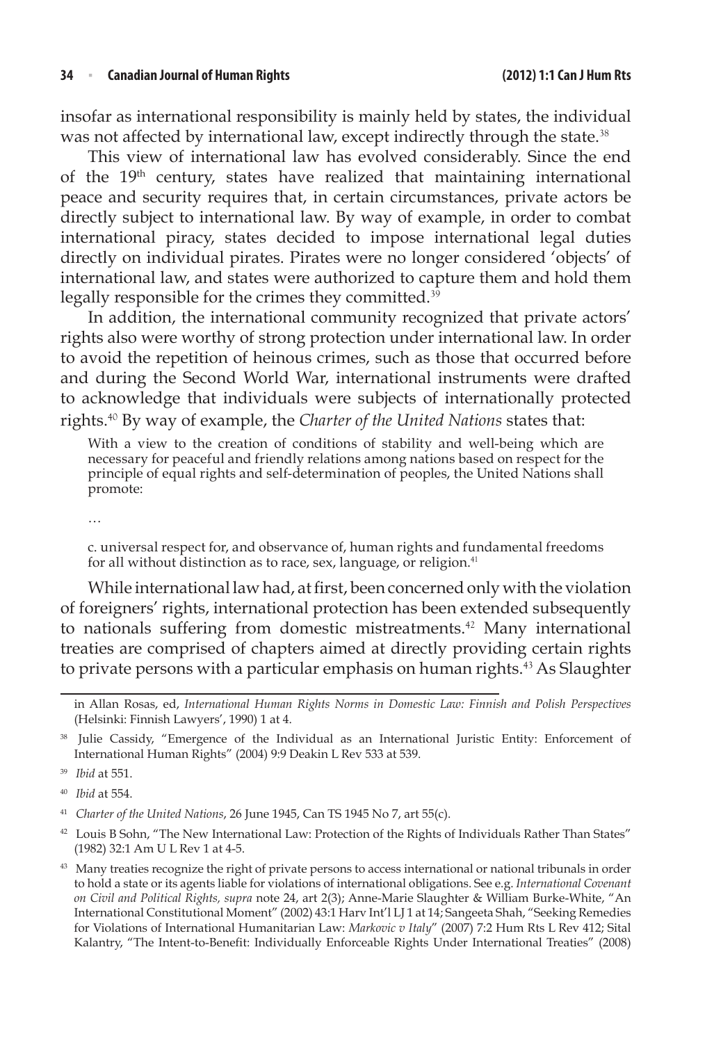insofar as international responsibility is mainly held by states, the individual was not affected by international law, except indirectly through the state.[38]

This view of international law has evolved considerably. Since the end of the 19th century, states have realized that maintaining international peace and security requires that, in certain circumstances, private actors be directly subject to international law. By way of example, in order to combat international piracy, states decided to impose international legal duties directly on individual pirates. Pirates were no longer considered 'objects' of international law, and states were authorized to capture them and hold them legally responsible for the crimes they committed.[39]

In addition, the international community recognized that private actors' rights also were worthy of strong protection under international law. In order to avoid the repetition of heinous crimes, such as those that occurred before and during the Second World War, international instruments were drafted to acknowledge that individuals were subjects of internationally protected rights.[40] By way of example, the *Charter of the United Nations* states that:

> With a view to the creation of conditions of stability and well-being which are necessary for peaceful and friendly relations among nations based on respect for the principle of equal rights and self-determination of peoples, the United Nations shall promote:
>
> …
>
> c. universal respect for, and observance of, human rights and fundamental freedoms for all without distinction as to race, sex, language, or religion.[41]

While international law had, at first, been concerned only with the violation of foreigners' rights, international protection has been extended subsequently to nationals suffering from domestic mistreatments.[42] Many international treaties are comprised of chapters aimed at directly providing certain rights to private persons with a particular emphasis on human rights.[43] As Slaughter

---

in Allan Rosas, ed, *International Human Rights Norms in Domestic Law: Finnish and Polish Perspectives* (Helsinki: Finnish Lawyers', 1990) 1 at 4.

[38] Julie Cassidy, "Emergence of the Individual as an International Juristic Entity: Enforcement of International Human Rights" (2004) 9:9 Deakin L Rev 533 at 539.

[39] *Ibid* at 551.

[40] *Ibid* at 554.

[41] *Charter of the United Nations*, 26 June 1945, Can TS 1945 No 7, art 55(c).

[42] Louis B Sohn, "The New International Law: Protection of the Rights of Individuals Rather Than States" (1982) 32:1 Am U L Rev 1 at 4-5.

[43] Many treaties recognize the right of private persons to access international or national tribunals in order to hold a state or its agents liable for violations of international obligations. See e.g. *International Covenant on Civil and Political Rights, supra* note 24, art 2(3); Anne-Marie Slaughter & William Burke-White, "An International Constitutional Moment" (2002) 43:1 Harv Int'l LJ 1 at 14; Sangeeta Shah, "Seeking Remedies for Violations of International Humanitarian Law: *Markovic v Italy*" (2007) 7:2 Hum Rts L Rev 412; Sital Kalantry, "The Intent-to-Benefit: Individually Enforceable Rights Under International Treaties" (2008)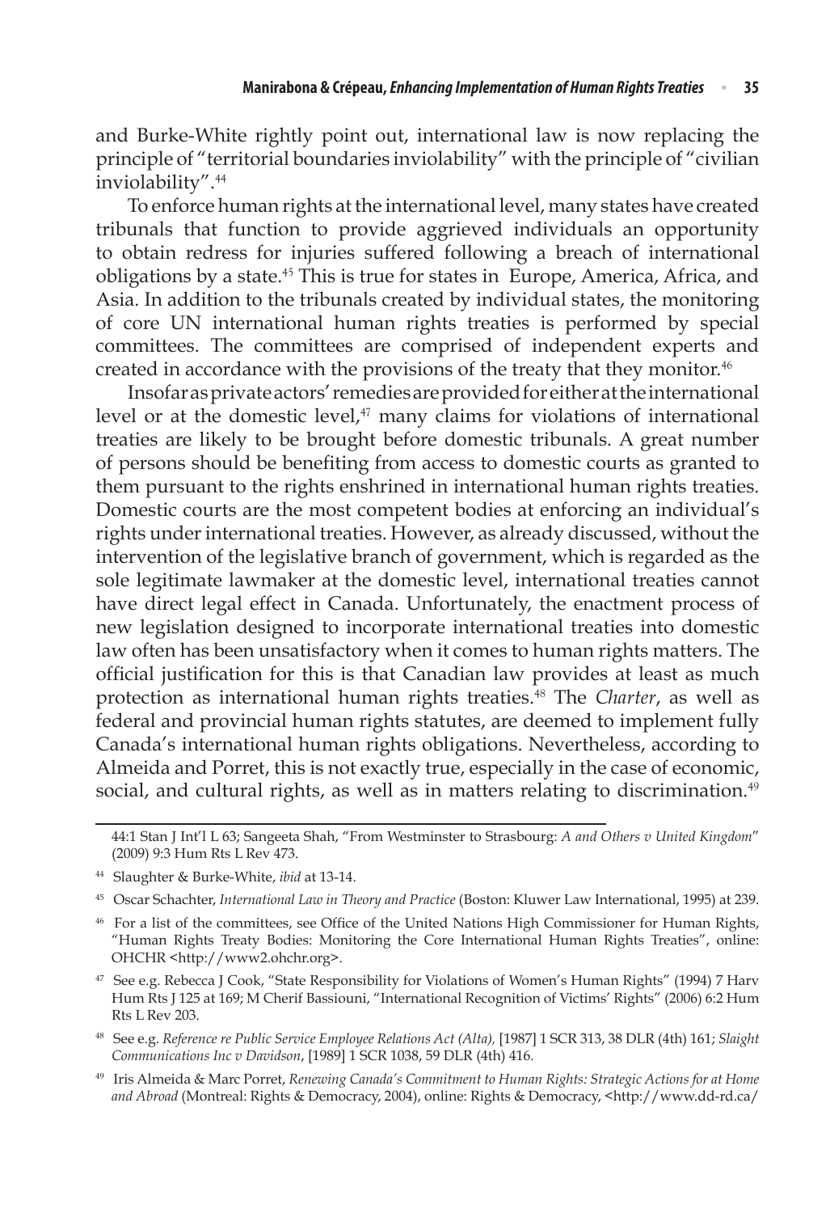and Burke-White rightly point out, international law is now replacing the principle of "territorial boundaries inviolability" with the principle of "civilian inviolability".[44]

To enforce human rights at the international level, many states have created tribunals that function to provide aggrieved individuals an opportunity to obtain redress for injuries suffered following a breach of international obligations by a state.[45] This is true for states in Europe, America, Africa, and Asia. In addition to the tribunals created by individual states, the monitoring of core UN international human rights treaties is performed by special committees. The committees are comprised of independent experts and created in accordance with the provisions of the treaty that they monitor.[46]

Insofar as private actors' remedies are provided for either at the international level or at the domestic level,[47] many claims for violations of international treaties are likely to be brought before domestic tribunals. A great number of persons should be benefiting from access to domestic courts as granted to them pursuant to the rights enshrined in international human rights treaties. Domestic courts are the most competent bodies at enforcing an individual's rights under international treaties. However, as already discussed, without the intervention of the legislative branch of government, which is regarded as the sole legitimate lawmaker at the domestic level, international treaties cannot have direct legal effect in Canada. Unfortunately, the enactment process of new legislation designed to incorporate international treaties into domestic law often has been unsatisfactory when it comes to human rights matters. The official justification for this is that Canadian law provides at least as much protection as international human rights treaties.[48] The *Charter*, as well as federal and provincial human rights statutes, are deemed to implement fully Canada's international human rights obligations. Nevertheless, according to Almeida and Porret, this is not exactly true, especially in the case of economic, social, and cultural rights, as well as in matters relating to discrimination.[49]

---

44:1 Stan J Int'l L 63; Sangeeta Shah, "From Westminster to Strasbourg: *A and Others v United Kingdom*" (2009) 9:3 Hum Rts L Rev 473.

[44] Slaughter & Burke-White, *ibid* at 13-14.

[45] Oscar Schachter, *International Law in Theory and Practice* (Boston: Kluwer Law International, 1995) at 239.

[46] For a list of the committees, see Office of the United Nations High Commissioner for Human Rights, "Human Rights Treaty Bodies: Monitoring the Core International Human Rights Treaties", online: OHCHR <http://www2.ohchr.org>.

[47] See e.g. Rebecca J Cook, "State Responsibility for Violations of Women's Human Rights" (1994) 7 Harv Hum Rts J 125 at 169; M Cherif Bassiouni, "International Recognition of Victims' Rights" (2006) 6:2 Hum Rts L Rev 203.

[48] See e.g. *Reference re Public Service Employee Relations Act (Alta),* [1987] 1 SCR 313, 38 DLR (4th) 161; *Slaight Communications Inc v Davidson*, [1989] 1 SCR 1038, 59 DLR (4th) 416.

[49] Iris Almeida & Marc Porret, *Renewing Canada's Commitment to Human Rights: Strategic Actions for at Home and Abroad* (Montreal: Rights & Democracy, 2004), online: Rights & Democracy, <http://www.dd-rd.ca/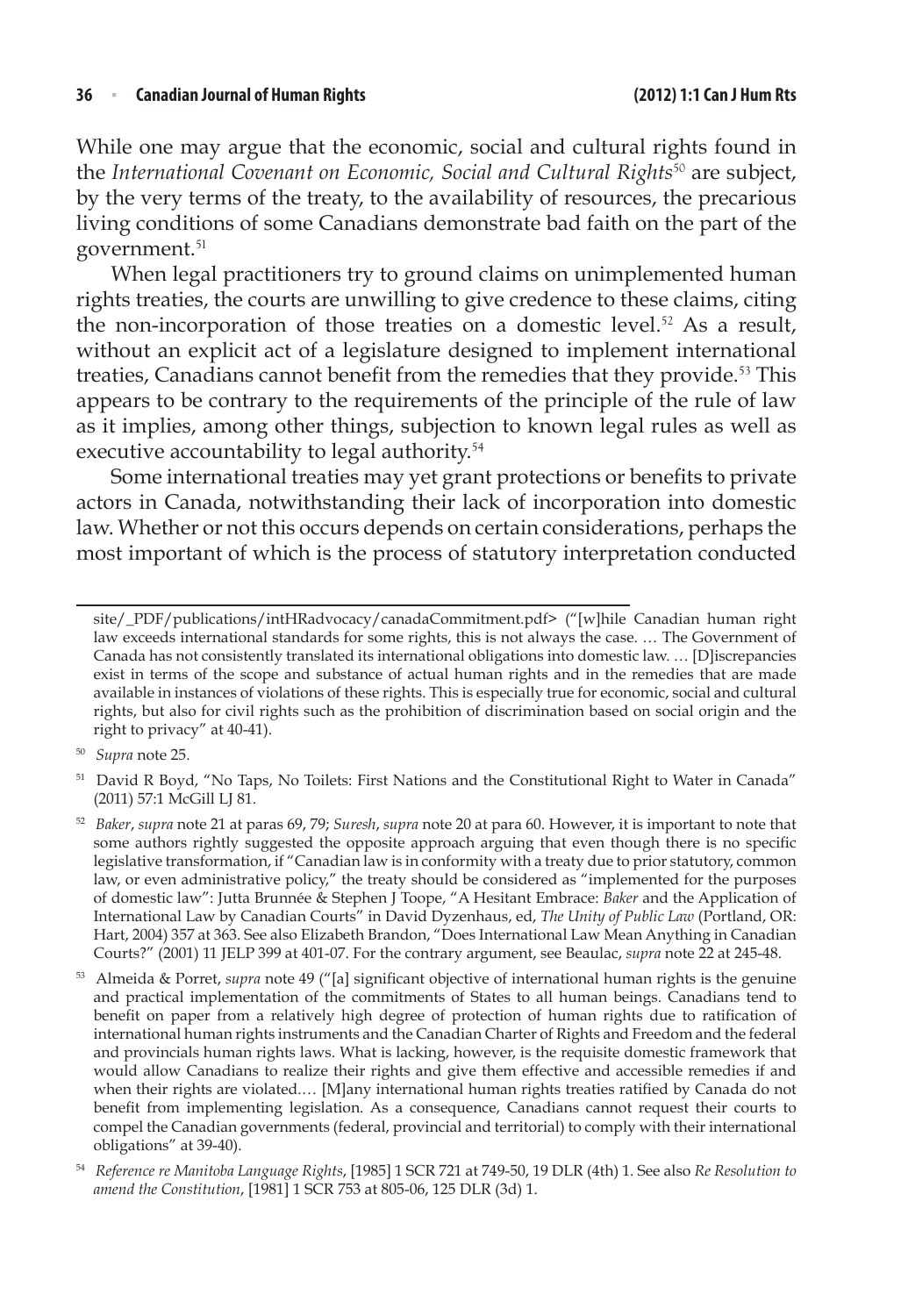While one may argue that the economic, social and cultural rights found in the *International Covenant on Economic, Social and Cultural Rights*[50] are subject, by the very terms of the treaty, to the availability of resources, the precarious living conditions of some Canadians demonstrate bad faith on the part of the government.[51]

When legal practitioners try to ground claims on unimplemented human rights treaties, the courts are unwilling to give credence to these claims, citing the non-incorporation of those treaties on a domestic level.[52] As a result, without an explicit act of a legislature designed to implement international treaties, Canadians cannot benefit from the remedies that they provide.[53] This appears to be contrary to the requirements of the principle of the rule of law as it implies, among other things, subjection to known legal rules as well as executive accountability to legal authority.[54]

Some international treaties may yet grant protections or benefits to private actors in Canada, notwithstanding their lack of incorporation into domestic law. Whether or not this occurs depends on certain considerations, perhaps the most important of which is the process of statutory interpretation conducted

---

site/_PDF/publications/intHRadvocacy/canadaCommitment.pdf> ("[w]hile Canadian human right law exceeds international standards for some rights, this is not always the case. … The Government of Canada has not consistently translated its international obligations into domestic law. … [D]iscrepancies exist in terms of the scope and substance of actual human rights and in the remedies that are made available in instances of violations of these rights. This is especially true for economic, social and cultural rights, but also for civil rights such as the prohibition of discrimination based on social origin and the right to privacy" at 40-41).

[50] *Supra* note 25.

[51] David R Boyd, "No Taps, No Toilets: First Nations and the Constitutional Right to Water in Canada" (2011) 57:1 McGill LJ 81.

[52] *Baker*, *supra* note 21 at paras 69, 79; *Suresh*, *supra* note 20 at para 60. However, it is important to note that some authors rightly suggested the opposite approach arguing that even though there is no specific legislative transformation, if "Canadian law is in conformity with a treaty due to prior statutory, common law, or even administrative policy," the treaty should be considered as "implemented for the purposes of domestic law": Jutta Brunnée & Stephen J Toope, "A Hesitant Embrace: *Baker* and the Application of International Law by Canadian Courts" in David Dyzenhaus, ed, *The Unity of Public Law* (Portland, OR: Hart, 2004) 357 at 363. See also Elizabeth Brandon, "Does International Law Mean Anything in Canadian Courts?" (2001) 11 JELP 399 at 401-07. For the contrary argument, see Beaulac, *supra* note 22 at 245-48.

[53] Almeida & Porret, *supra* note 49 ("[a] significant objective of international human rights is the genuine and practical implementation of the commitments of States to all human beings. Canadians tend to benefit on paper from a relatively high degree of protection of human rights due to ratification of international human rights instruments and the Canadian Charter of Rights and Freedom and the federal and provincials human rights laws. What is lacking, however, is the requisite domestic framework that would allow Canadians to realize their rights and give them effective and accessible remedies if and when their rights are violated.… [M]any international human rights treaties ratified by Canada do not benefit from implementing legislation. As a consequence, Canadians cannot request their courts to compel the Canadian governments (federal, provincial and territorial) to comply with their international obligations" at 39-40).

[54] *Reference re Manitoba Language Rights*, [1985] 1 SCR 721 at 749-50, 19 DLR (4th) 1. See also *Re Resolution to amend the Constitution*, [1981] 1 SCR 753 at 805-06, 125 DLR (3d) 1.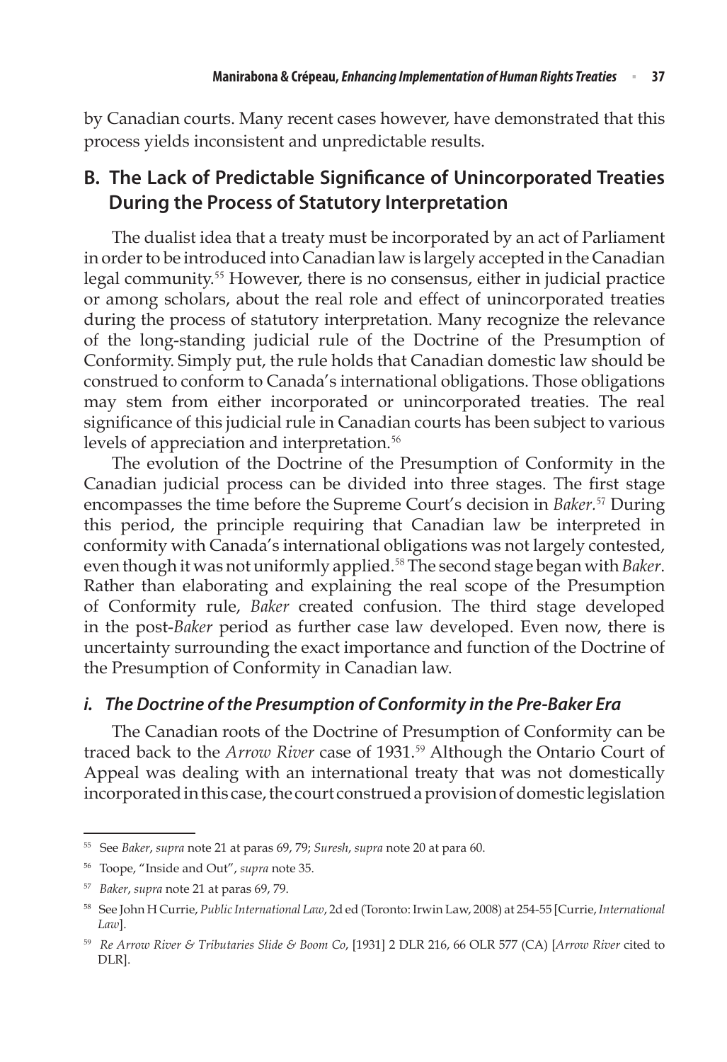by Canadian courts. Many recent cases however, have demonstrated that this process yields inconsistent and unpredictable results.

## B. The Lack of Predictable Significance of Unincorporated Treaties During the Process of Statutory Interpretation

The dualist idea that a treaty must be incorporated by an act of Parliament in order to be introduced into Canadian law is largely accepted in the Canadian legal community.[55] However, there is no consensus, either in judicial practice or among scholars, about the real role and effect of unincorporated treaties during the process of statutory interpretation. Many recognize the relevance of the long-standing judicial rule of the Doctrine of the Presumption of Conformity. Simply put, the rule holds that Canadian domestic law should be construed to conform to Canada's international obligations. Those obligations may stem from either incorporated or unincorporated treaties. The real significance of this judicial rule in Canadian courts has been subject to various levels of appreciation and interpretation.[56]

The evolution of the Doctrine of the Presumption of Conformity in the Canadian judicial process can be divided into three stages. The first stage encompasses the time before the Supreme Court's decision in *Baker*.[57] During this period, the principle requiring that Canadian law be interpreted in conformity with Canada's international obligations was not largely contested, even though it was not uniformly applied.[58] The second stage began with *Baker*. Rather than elaborating and explaining the real scope of the Presumption of Conformity rule, *Baker* created confusion. The third stage developed in the post-*Baker* period as further case law developed. Even now, there is uncertainty surrounding the exact importance and function of the Doctrine of the Presumption of Conformity in Canadian law.

### *i. The Doctrine of the Presumption of Conformity in the Pre-Baker Era*

The Canadian roots of the Doctrine of Presumption of Conformity can be traced back to the *Arrow River* case of 1931.[59] Although the Ontario Court of Appeal was dealing with an international treaty that was not domestically incorporated in this case, the court construed a provision of domestic legislation

---

[55] See *Baker*, *supra* note 21 at paras 69, 79; *Suresh*, *supra* note 20 at para 60.

[56] Toope, "Inside and Out", *supra* note 35.

[57] *Baker*, *supra* note 21 at paras 69, 79.

[58] See John H Currie, *Public International Law*, 2d ed (Toronto: Irwin Law, 2008) at 254-55 [Currie, *International Law*].

[59] *Re Arrow River & Tributaries Slide & Boom Co*, [1931] 2 DLR 216, 66 OLR 577 (CA) [*Arrow River* cited to DLR].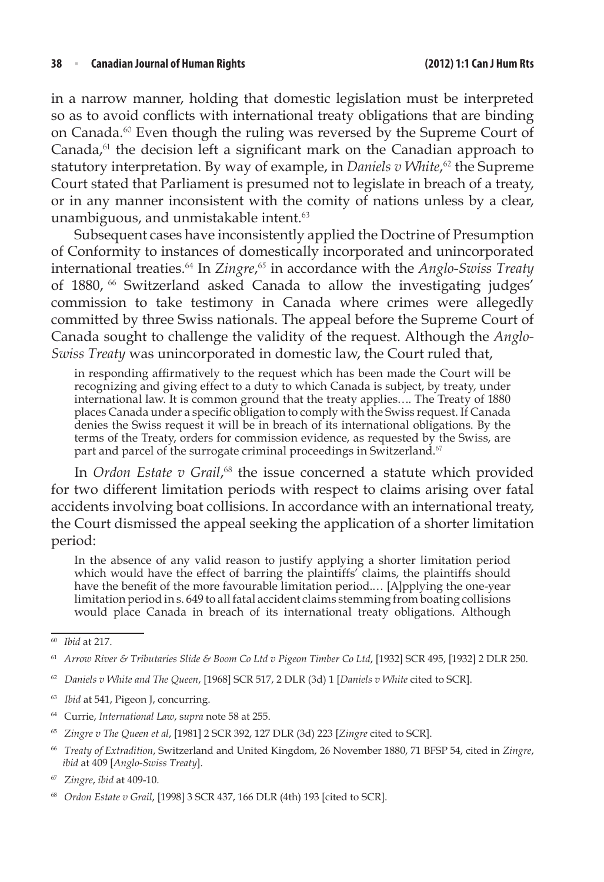in a narrow manner, holding that domestic legislation must be interpreted so as to avoid conflicts with international treaty obligations that are binding on Canada.[60] Even though the ruling was reversed by the Supreme Court of Canada,[61] the decision left a significant mark on the Canadian approach to statutory interpretation. By way of example, in *Daniels v White*,[62] the Supreme Court stated that Parliament is presumed not to legislate in breach of a treaty, or in any manner inconsistent with the comity of nations unless by a clear, unambiguous, and unmistakable intent.[63]

Subsequent cases have inconsistently applied the Doctrine of Presumption of Conformity to instances of domestically incorporated and unincorporated international treaties.[64] In *Zingre*,[65] in accordance with the *Anglo-Swiss Treaty* of 1880, [66] Switzerland asked Canada to allow the investigating judges' commission to take testimony in Canada where crimes were allegedly committed by three Swiss nationals. The appeal before the Supreme Court of Canada sought to challenge the validity of the request. Although the *Anglo-Swiss Treaty* was unincorporated in domestic law, the Court ruled that,

> in responding affirmatively to the request which has been made the Court will be recognizing and giving effect to a duty to which Canada is subject, by treaty, under international law. It is common ground that the treaty applies…. The Treaty of 1880 places Canada under a specific obligation to comply with the Swiss request. If Canada denies the Swiss request it will be in breach of its international obligations. By the terms of the Treaty, orders for commission evidence, as requested by the Swiss, are part and parcel of the surrogate criminal proceedings in Switzerland.[67]

In *Ordon Estate v Grail*,[68] the issue concerned a statute which provided for two different limitation periods with respect to claims arising over fatal accidents involving boat collisions. In accordance with an international treaty, the Court dismissed the appeal seeking the application of a shorter limitation period:

> In the absence of any valid reason to justify applying a shorter limitation period which would have the effect of barring the plaintiffs' claims, the plaintiffs should have the benefit of the more favourable limitation period.… [A]pplying the one-year limitation period in s. 649 to all fatal accident claims stemming from boating collisions would place Canada in breach of its international treaty obligations. Although

---

[60] *Ibid* at 217.

[61] *Arrow River & Tributaries Slide & Boom Co Ltd v Pigeon Timber Co Ltd*, [1932] SCR 495, [1932] 2 DLR 250.

[62] *Daniels v White and The Queen*, [1968] SCR 517, 2 DLR (3d) 1 [*Daniels v White* cited to SCR].

[63] *Ibid* at 541, Pigeon J, concurring.

[64] Currie, *International Law*, *supra* note 58 at 255.

[65] *Zingre v The Queen et al*, [1981] 2 SCR 392, 127 DLR (3d) 223 [*Zingre* cited to SCR].

[66] *Treaty of Extradition*, Switzerland and United Kingdom, 26 November 1880, 71 BFSP 54, cited in *Zingre*, *ibid* at 409 [*Anglo-Swiss Treaty*].

[67] *Zingre*, *ibid* at 409-10.

[68] *Ordon Estate v Grail*, [1998] 3 SCR 437, 166 DLR (4th) 193 [cited to SCR].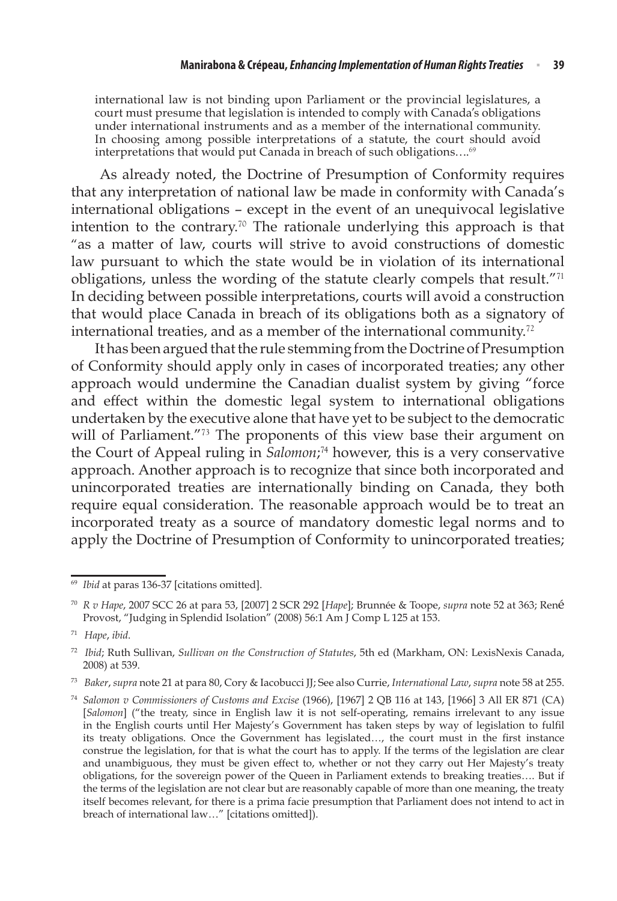> international law is not binding upon Parliament or the provincial legislatures, a court must presume that legislation is intended to comply with Canada's obligations under international instruments and as a member of the international community. In choosing among possible interpretations of a statute, the court should avoid interpretations that would put Canada in breach of such obligations….[69]

As already noted, the Doctrine of Presumption of Conformity requires that any interpretation of national law be made in conformity with Canada's international obligations – except in the event of an unequivocal legislative intention to the contrary.[70] The rationale underlying this approach is that "as a matter of law, courts will strive to avoid constructions of domestic law pursuant to which the state would be in violation of its international obligations, unless the wording of the statute clearly compels that result."[71] In deciding between possible interpretations, courts will avoid a construction that would place Canada in breach of its obligations both as a signatory of international treaties, and as a member of the international community.[72]

It has been argued that the rule stemming from the Doctrine of Presumption of Conformity should apply only in cases of incorporated treaties; any other approach would undermine the Canadian dualist system by giving "force and effect within the domestic legal system to international obligations undertaken by the executive alone that have yet to be subject to the democratic will of Parliament."[73] The proponents of this view base their argument on the Court of Appeal ruling in *Salomon*;[74] however, this is a very conservative approach. Another approach is to recognize that since both incorporated and unincorporated treaties are internationally binding on Canada, they both require equal consideration. The reasonable approach would be to treat an incorporated treaty as a source of mandatory domestic legal norms and to apply the Doctrine of Presumption of Conformity to unincorporated treaties;

---

[69] *Ibid* at paras 136-37 [citations omitted].

[70] *R v Hape*, 2007 SCC 26 at para 53, [2007] 2 SCR 292 [*Hape*]; Brunnée & Toope, *supra* note 52 at 363; René Provost, "Judging in Splendid Isolation" (2008) 56:1 Am J Comp L 125 at 153.

[71] *Hape*, *ibid*.

[72] *Ibid*; Ruth Sullivan, *Sullivan on the Construction of Statutes*, 5th ed (Markham, ON: LexisNexis Canada, 2008) at 539.

[73] *Baker*, *supra* note 21 at para 80, Cory & Iacobucci JJ; See also Currie, *International Law*, *supra* note 58 at 255.

[74] *Salomon v Commissioners of Customs and Excise* (1966), [1967] 2 QB 116 at 143, [1966] 3 All ER 871 (CA) [*Salomon*] ("the treaty, since in English law it is not self-operating, remains irrelevant to any issue in the English courts until Her Majesty's Government has taken steps by way of legislation to fulfil its treaty obligations. Once the Government has legislated…, the court must in the first instance construe the legislation, for that is what the court has to apply. If the terms of the legislation are clear and unambiguous, they must be given effect to, whether or not they carry out Her Majesty's treaty obligations, for the sovereign power of the Queen in Parliament extends to breaking treaties…. But if the terms of the legislation are not clear but are reasonably capable of more than one meaning, the treaty itself becomes relevant, for there is a prima facie presumption that Parliament does not intend to act in breach of international law…" [citations omitted]).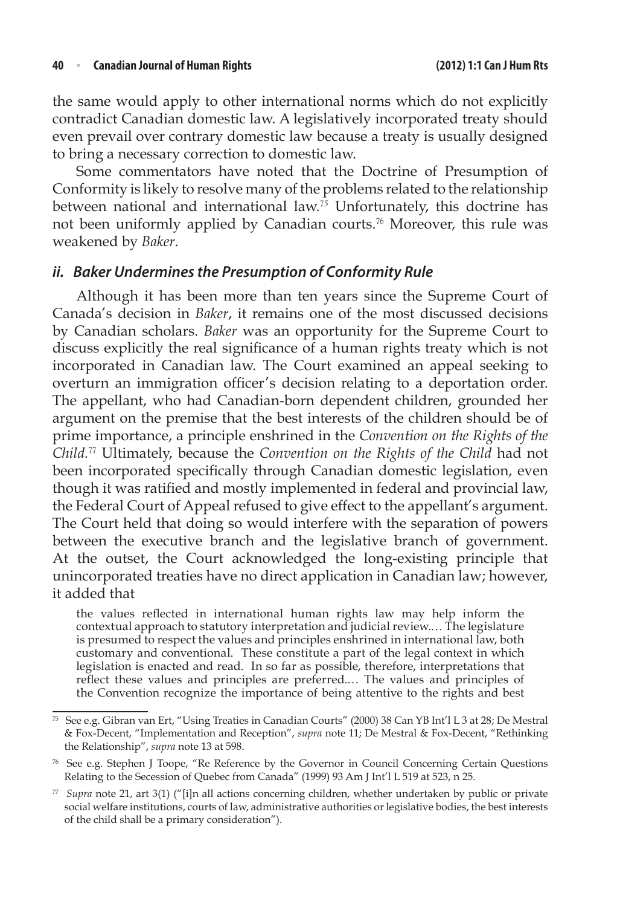the same would apply to other international norms which do not explicitly contradict Canadian domestic law. A legislatively incorporated treaty should even prevail over contrary domestic law because a treaty is usually designed to bring a necessary correction to domestic law.

Some commentators have noted that the Doctrine of Presumption of Conformity is likely to resolve many of the problems related to the relationship between national and international law.[75] Unfortunately, this doctrine has not been uniformly applied by Canadian courts.[76] Moreover, this rule was weakened by *Baker*.

### *ii. Baker Undermines the Presumption of Conformity Rule*

Although it has been more than ten years since the Supreme Court of Canada's decision in *Baker*, it remains one of the most discussed decisions by Canadian scholars. *Baker* was an opportunity for the Supreme Court to discuss explicitly the real significance of a human rights treaty which is not incorporated in Canadian law. The Court examined an appeal seeking to overturn an immigration officer's decision relating to a deportation order. The appellant, who had Canadian-born dependent children, grounded her argument on the premise that the best interests of the children should be of prime importance, a principle enshrined in the *Convention on the Rights of the Child*.[77] Ultimately, because the *Convention on the Rights of the Child* had not been incorporated specifically through Canadian domestic legislation, even though it was ratified and mostly implemented in federal and provincial law, the Federal Court of Appeal refused to give effect to the appellant's argument. The Court held that doing so would interfere with the separation of powers between the executive branch and the legislative branch of government. At the outset, the Court acknowledged the long-existing principle that unincorporated treaties have no direct application in Canadian law; however, it added that

> the values reflected in international human rights law may help inform the contextual approach to statutory interpretation and judicial review.… The legislature is presumed to respect the values and principles enshrined in international law, both customary and conventional. These constitute a part of the legal context in which legislation is enacted and read. In so far as possible, therefore, interpretations that reflect these values and principles are preferred.… The values and principles of the Convention recognize the importance of being attentive to the rights and best

---

[75] See e.g. Gibran van Ert, "Using Treaties in Canadian Courts" (2000) 38 Can YB Int'l L 3 at 28; De Mestral & Fox-Decent, "Implementation and Reception", *supra* note 11; De Mestral & Fox-Decent, "Rethinking the Relationship", *supra* note 13 at 598.

[76] See e.g. Stephen J Toope, "Re Reference by the Governor in Council Concerning Certain Questions Relating to the Secession of Quebec from Canada" (1999) 93 Am J Int'l L 519 at 523, n 25.

[77] *Supra* note 21, art 3(1) ("[i]n all actions concerning children, whether undertaken by public or private social welfare institutions, courts of law, administrative authorities or legislative bodies, the best interests of the child shall be a primary consideration").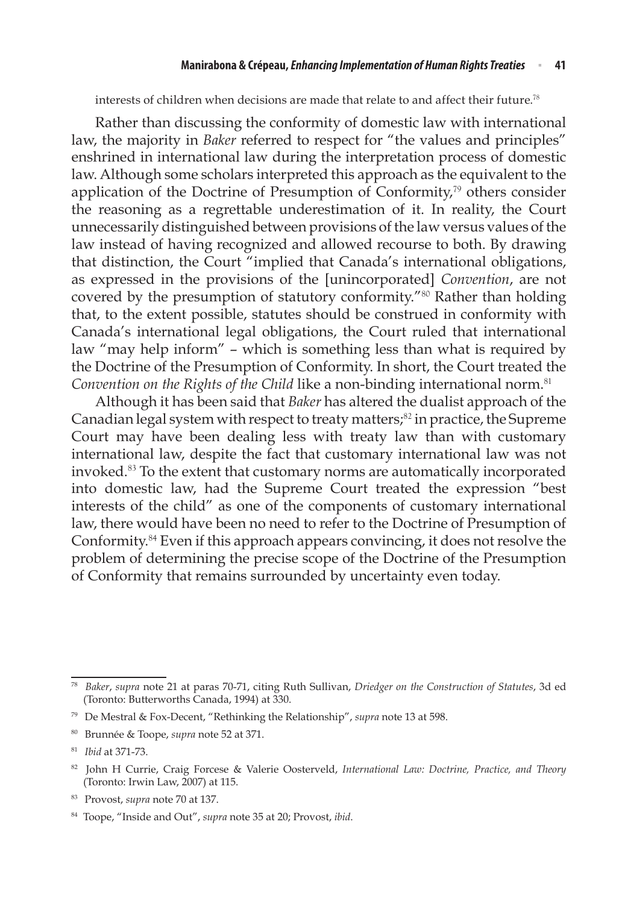interests of children when decisions are made that relate to and affect their future.[78]

Rather than discussing the conformity of domestic law with international law, the majority in *Baker* referred to respect for "the values and principles" enshrined in international law during the interpretation process of domestic law. Although some scholars interpreted this approach as the equivalent to the application of the Doctrine of Presumption of Conformity,[79] others consider the reasoning as a regrettable underestimation of it. In reality, the Court unnecessarily distinguished between provisions of the law versus values of the law instead of having recognized and allowed recourse to both. By drawing that distinction, the Court "implied that Canada's international obligations, as expressed in the provisions of the [unincorporated] *Convention*, are not covered by the presumption of statutory conformity."[80] Rather than holding that, to the extent possible, statutes should be construed in conformity with Canada's international legal obligations, the Court ruled that international law "may help inform" – which is something less than what is required by the Doctrine of the Presumption of Conformity. In short, the Court treated the *Convention on the Rights of the Child* like a non-binding international norm.[81]

Although it has been said that *Baker* has altered the dualist approach of the Canadian legal system with respect to treaty matters;[82] in practice, the Supreme Court may have been dealing less with treaty law than with customary international law, despite the fact that customary international law was not invoked.[83] To the extent that customary norms are automatically incorporated into domestic law, had the Supreme Court treated the expression "best interests of the child" as one of the components of customary international law, there would have been no need to refer to the Doctrine of Presumption of Conformity.[84] Even if this approach appears convincing, it does not resolve the problem of determining the precise scope of the Doctrine of the Presumption of Conformity that remains surrounded by uncertainty even today.

---

[78] *Baker*, *supra* note 21 at paras 70-71, citing Ruth Sullivan, *Driedger on the Construction of Statutes*, 3d ed (Toronto: Butterworths Canada, 1994) at 330.

[79] De Mestral & Fox-Decent, "Rethinking the Relationship", *supra* note 13 at 598.

[80] Brunnée & Toope, *supra* note 52 at 371.

[81] *Ibid* at 371-73.

[82] John H Currie, Craig Forcese & Valerie Oosterveld, *International Law: Doctrine, Practice, and Theory* (Toronto: Irwin Law, 2007) at 115.

[83] Provost, *supra* note 70 at 137.

[84] Toope, "Inside and Out", *supra* note 35 at 20; Provost, *ibid*.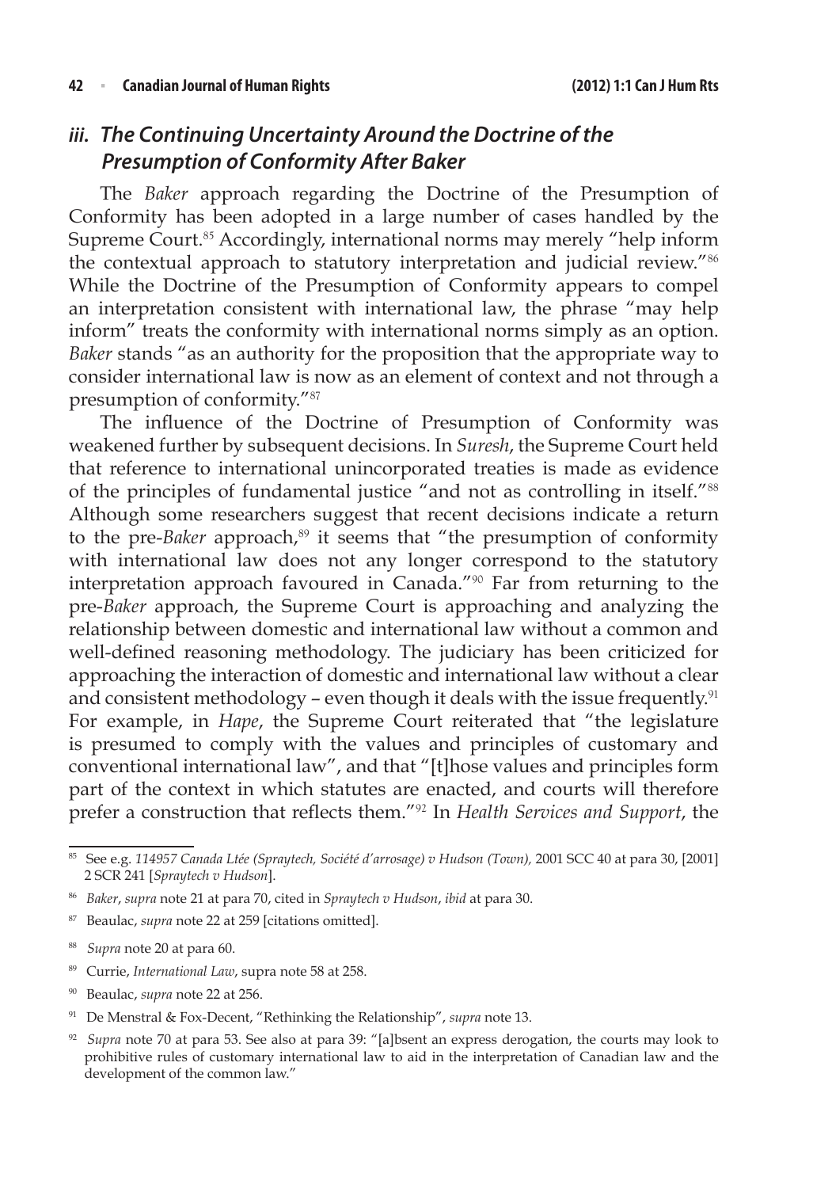### *iii. The Continuing Uncertainty Around the Doctrine of the Presumption of Conformity After Baker*

The *Baker* approach regarding the Doctrine of the Presumption of Conformity has been adopted in a large number of cases handled by the Supreme Court.[85] Accordingly, international norms may merely "help inform the contextual approach to statutory interpretation and judicial review."[86] While the Doctrine of the Presumption of Conformity appears to compel an interpretation consistent with international law, the phrase "may help inform" treats the conformity with international norms simply as an option. *Baker* stands "as an authority for the proposition that the appropriate way to consider international law is now as an element of context and not through a presumption of conformity."[87]

The influence of the Doctrine of Presumption of Conformity was weakened further by subsequent decisions. In *Suresh*, the Supreme Court held that reference to international unincorporated treaties is made as evidence of the principles of fundamental justice "and not as controlling in itself."[88] Although some researchers suggest that recent decisions indicate a return to the pre-*Baker* approach,[89] it seems that "the presumption of conformity with international law does not any longer correspond to the statutory interpretation approach favoured in Canada."[90] Far from returning to the pre-*Baker* approach, the Supreme Court is approaching and analyzing the relationship between domestic and international law without a common and well-defined reasoning methodology. The judiciary has been criticized for approaching the interaction of domestic and international law without a clear and consistent methodology – even though it deals with the issue frequently.[91] For example, in *Hape*, the Supreme Court reiterated that "the legislature is presumed to comply with the values and principles of customary and conventional international law", and that "[t]hose values and principles form part of the context in which statutes are enacted, and courts will therefore prefer a construction that reflects them."[92] In *Health Services and Support*, the

---

[85] See e.g. *114957 Canada Ltée (Spraytech, Société d'arrosage) v Hudson (Town),* 2001 SCC 40 at para 30, [2001] 2 SCR 241 [*Spraytech v Hudson*].

[86] *Baker*, *supra* note 21 at para 70, cited in *Spraytech v Hudson*, *ibid* at para 30.

[87] Beaulac, *supra* note 22 at 259 [citations omitted].

[88] *Supra* note 20 at para 60.

[89] Currie, *International Law*, supra note 58 at 258.

[90] Beaulac, *supra* note 22 at 256.

[91] De Menstral & Fox-Decent, "Rethinking the Relationship", *supra* note 13.

[92] *Supra* note 70 at para 53. See also at para 39: "[a]bsent an express derogation, the courts may look to prohibitive rules of customary international law to aid in the interpretation of Canadian law and the development of the common law."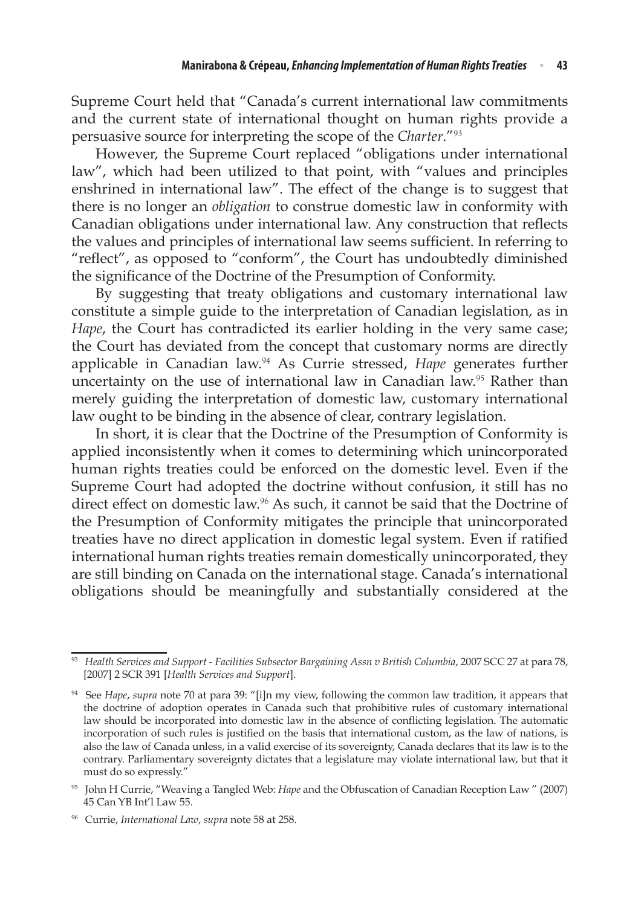Supreme Court held that "Canada's current international law commitments and the current state of international thought on human rights provide a persuasive source for interpreting the scope of the *Charter*."[93]

However, the Supreme Court replaced "obligations under international law", which had been utilized to that point, with "values and principles enshrined in international law". The effect of the change is to suggest that there is no longer an *obligation* to construe domestic law in conformity with Canadian obligations under international law. Any construction that reflects the values and principles of international law seems sufficient. In referring to "reflect", as opposed to "conform", the Court has undoubtedly diminished the significance of the Doctrine of the Presumption of Conformity.

By suggesting that treaty obligations and customary international law constitute a simple guide to the interpretation of Canadian legislation, as in *Hape*, the Court has contradicted its earlier holding in the very same case; the Court has deviated from the concept that customary norms are directly applicable in Canadian law.[94] As Currie stressed, *Hape* generates further uncertainty on the use of international law in Canadian law.[95] Rather than merely guiding the interpretation of domestic law, customary international law ought to be binding in the absence of clear, contrary legislation.

In short, it is clear that the Doctrine of the Presumption of Conformity is applied inconsistently when it comes to determining which unincorporated human rights treaties could be enforced on the domestic level. Even if the Supreme Court had adopted the doctrine without confusion, it still has no direct effect on domestic law.[96] As such, it cannot be said that the Doctrine of the Presumption of Conformity mitigates the principle that unincorporated treaties have no direct application in domestic legal system. Even if ratified international human rights treaties remain domestically unincorporated, they are still binding on Canada on the international stage. Canada's international obligations should be meaningfully and substantially considered at the

---

[93] *Health Services and Support - Facilities Subsector Bargaining Assn v British Columbia*, 2007 SCC 27 at para 78, [2007] 2 SCR 391 [*Health Services and Support*].

[94] See *Hape*, *supra* note 70 at para 39: "[i]n my view, following the common law tradition, it appears that the doctrine of adoption operates in Canada such that prohibitive rules of customary international law should be incorporated into domestic law in the absence of conflicting legislation. The automatic incorporation of such rules is justified on the basis that international custom, as the law of nations, is also the law of Canada unless, in a valid exercise of its sovereignty, Canada declares that its law is to the contrary. Parliamentary sovereignty dictates that a legislature may violate international law, but that it must do so expressly."

[95] John H Currie, "Weaving a Tangled Web: *Hape* and the Obfuscation of Canadian Reception Law " (2007) 45 Can YB Int'l Law 55.

[96] Currie, *International Law*, *supra* note 58 at 258.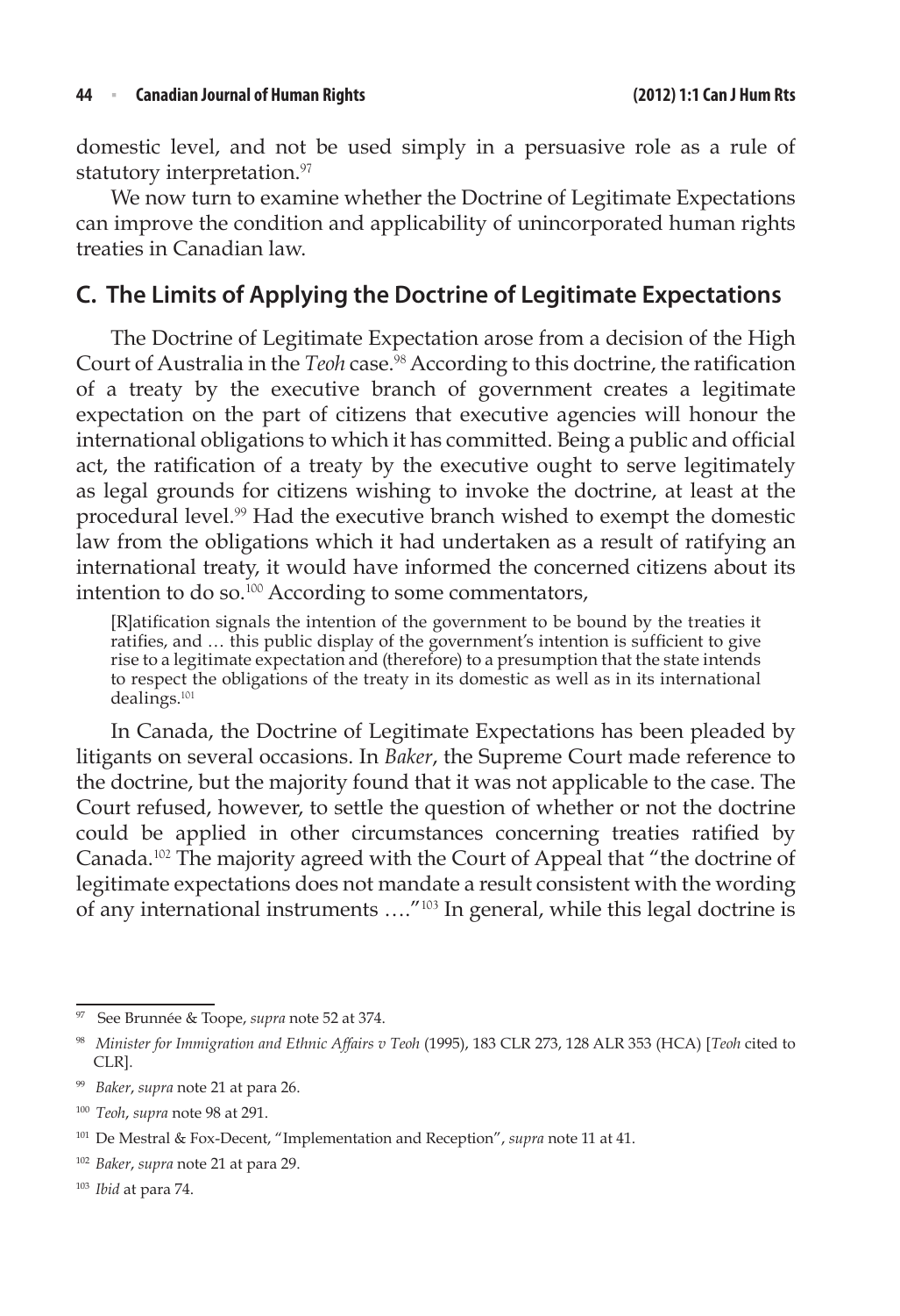domestic level, and not be used simply in a persuasive role as a rule of statutory interpretation.[97]

We now turn to examine whether the Doctrine of Legitimate Expectations can improve the condition and applicability of unincorporated human rights treaties in Canadian law.

## C. The Limits of Applying the Doctrine of Legitimate Expectations

The Doctrine of Legitimate Expectation arose from a decision of the High Court of Australia in the *Teoh* case.[98] According to this doctrine, the ratification of a treaty by the executive branch of government creates a legitimate expectation on the part of citizens that executive agencies will honour the international obligations to which it has committed. Being a public and official act, the ratification of a treaty by the executive ought to serve legitimately as legal grounds for citizens wishing to invoke the doctrine, at least at the procedural level.[99] Had the executive branch wished to exempt the domestic law from the obligations which it had undertaken as a result of ratifying an international treaty, it would have informed the concerned citizens about its intention to do so.[100] According to some commentators,

> [R]atification signals the intention of the government to be bound by the treaties it ratifies, and … this public display of the government's intention is sufficient to give rise to a legitimate expectation and (therefore) to a presumption that the state intends to respect the obligations of the treaty in its domestic as well as in its international dealings.[101]

In Canada, the Doctrine of Legitimate Expectations has been pleaded by litigants on several occasions. In *Baker*, the Supreme Court made reference to the doctrine, but the majority found that it was not applicable to the case. The Court refused, however, to settle the question of whether or not the doctrine could be applied in other circumstances concerning treaties ratified by Canada.[102] The majority agreed with the Court of Appeal that "the doctrine of legitimate expectations does not mandate a result consistent with the wording of any international instruments …."[103] In general, while this legal doctrine is

---

[97] See Brunnée & Toope, *supra* note 52 at 374.

[98] *Minister for Immigration and Ethnic Affairs v Teoh* (1995), 183 CLR 273, 128 ALR 353 (HCA) [*Teoh* cited to CLR].

[99] *Baker*, *supra* note 21 at para 26.

[100] *Teoh*, *supra* note 98 at 291.

[101] De Mestral & Fox-Decent, "Implementation and Reception", *supra* note 11 at 41.

[102] *Baker*, *supra* note 21 at para 29.

[103] *Ibid* at para 74.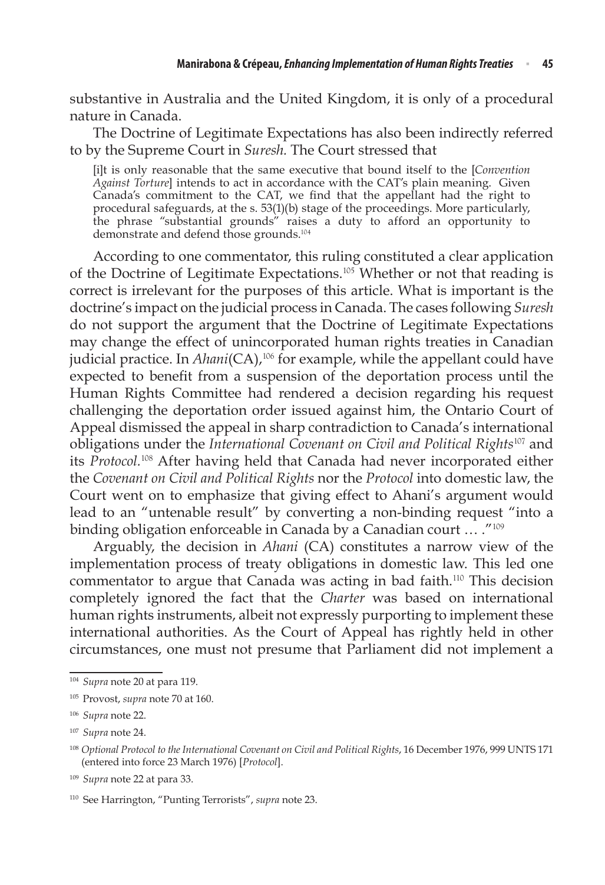substantive in Australia and the United Kingdom, it is only of a procedural nature in Canada.

The Doctrine of Legitimate Expectations has also been indirectly referred to by the Supreme Court in *Suresh.* The Court stressed that

> [i]t is only reasonable that the same executive that bound itself to the [*Convention Against Torture*] intends to act in accordance with the CAT's plain meaning. Given Canada's commitment to the CAT, we find that the appellant had the right to procedural safeguards, at the s. 53(1)(b) stage of the proceedings. More particularly, the phrase "substantial grounds" raises a duty to afford an opportunity to demonstrate and defend those grounds.[104]

According to one commentator, this ruling constituted a clear application of the Doctrine of Legitimate Expectations.[105] Whether or not that reading is correct is irrelevant for the purposes of this article. What is important is the doctrine's impact on the judicial process in Canada. The cases following *Suresh* do not support the argument that the Doctrine of Legitimate Expectations may change the effect of unincorporated human rights treaties in Canadian judicial practice. In *Ahani*(CA),[106] for example, while the appellant could have expected to benefit from a suspension of the deportation process until the Human Rights Committee had rendered a decision regarding his request challenging the deportation order issued against him, the Ontario Court of Appeal dismissed the appeal in sharp contradiction to Canada's international obligations under the *International Covenant on Civil and Political Rights*[107] and its *Protocol.*[108] After having held that Canada had never incorporated either the *Covenant on Civil and Political Rights* nor the *Protocol* into domestic law, the Court went on to emphasize that giving effect to Ahani's argument would lead to an "untenable result" by converting a non-binding request "into a binding obligation enforceable in Canada by a Canadian court … ."[109]

Arguably, the decision in *Ahani* (CA) constitutes a narrow view of the implementation process of treaty obligations in domestic law. This led one commentator to argue that Canada was acting in bad faith.[110] This decision completely ignored the fact that the *Charter* was based on international human rights instruments, albeit not expressly purporting to implement these international authorities. As the Court of Appeal has rightly held in other circumstances, one must not presume that Parliament did not implement a

---

[104] *Supra* note 20 at para 119.

[105] Provost, *supra* note 70 at 160.

[106] *Supra* note 22.

[107] *Supra* note 24.

[108] *Optional Protocol to the International Covenant on Civil and Political Rights*, 16 December 1976, 999 UNTS 171 (entered into force 23 March 1976) [*Protocol*].

[109] *Supra* note 22 at para 33.

[110] See Harrington, "Punting Terrorists", *supra* note 23.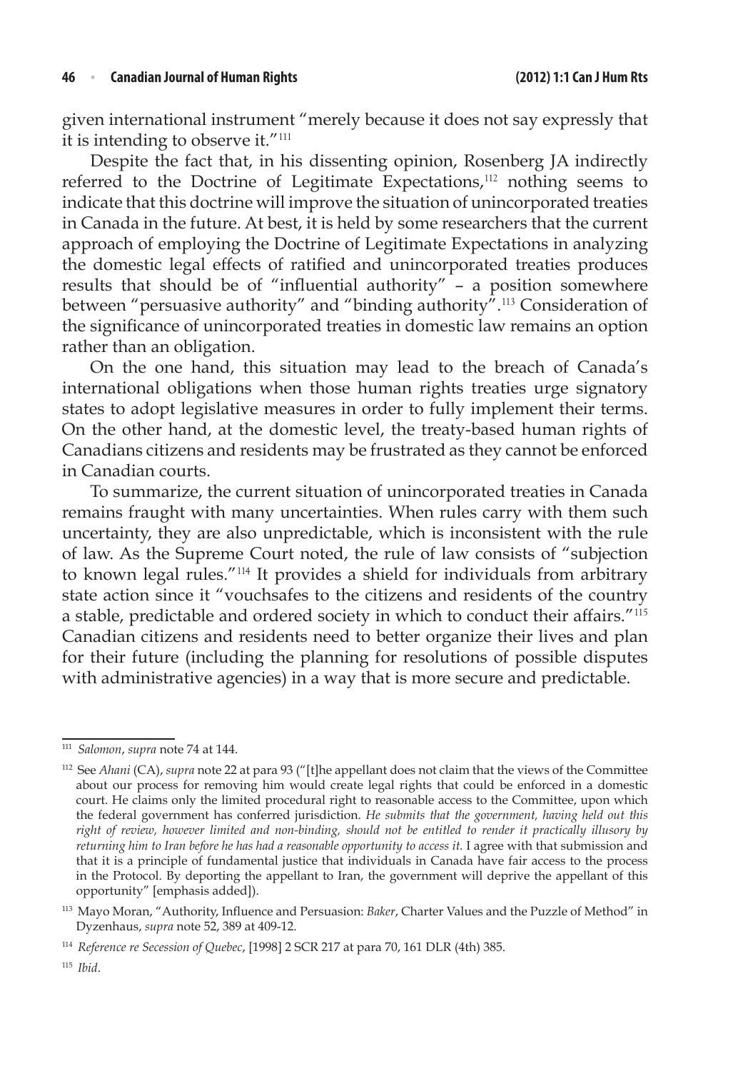given international instrument "merely because it does not say expressly that it is intending to observe it."[111]

Despite the fact that, in his dissenting opinion, Rosenberg JA indirectly referred to the Doctrine of Legitimate Expectations,[112] nothing seems to indicate that this doctrine will improve the situation of unincorporated treaties in Canada in the future. At best, it is held by some researchers that the current approach of employing the Doctrine of Legitimate Expectations in analyzing the domestic legal effects of ratified and unincorporated treaties produces results that should be of "influential authority" – a position somewhere between "persuasive authority" and "binding authority".[113] Consideration of the significance of unincorporated treaties in domestic law remains an option rather than an obligation.

On the one hand, this situation may lead to the breach of Canada's international obligations when those human rights treaties urge signatory states to adopt legislative measures in order to fully implement their terms. On the other hand, at the domestic level, the treaty-based human rights of Canadians citizens and residents may be frustrated as they cannot be enforced in Canadian courts.

To summarize, the current situation of unincorporated treaties in Canada remains fraught with many uncertainties. When rules carry with them such uncertainty, they are also unpredictable, which is inconsistent with the rule of law. As the Supreme Court noted, the rule of law consists of "subjection to known legal rules."[114] It provides a shield for individuals from arbitrary state action since it "vouchsafes to the citizens and residents of the country a stable, predictable and ordered society in which to conduct their affairs."[115] Canadian citizens and residents need to better organize their lives and plan for their future (including the planning for resolutions of possible disputes with administrative agencies) in a way that is more secure and predictable.

---

[111] *Salomon*, *supra* note 74 at 144.

[112] See *Ahani* (CA), *supra* note 22 at para 93 ("[t]he appellant does not claim that the views of the Committee about our process for removing him would create legal rights that could be enforced in a domestic court. He claims only the limited procedural right to reasonable access to the Committee, upon which the federal government has conferred jurisdiction. *He submits that the government, having held out this right of review, however limited and non-binding, should not be entitled to render it practically illusory by returning him to Iran before he has had a reasonable opportunity to access it.* I agree with that submission and that it is a principle of fundamental justice that individuals in Canada have fair access to the process in the Protocol. By deporting the appellant to Iran, the government will deprive the appellant of this opportunity" [emphasis added]).

[113] Mayo Moran, "Authority, Influence and Persuasion: *Baker*, Charter Values and the Puzzle of Method" in Dyzenhaus, *supra* note 52, 389 at 409-12.

[114] *Reference re Secession of Quebec*, [1998] 2 SCR 217 at para 70, 161 DLR (4th) 385.

[115] *Ibid*.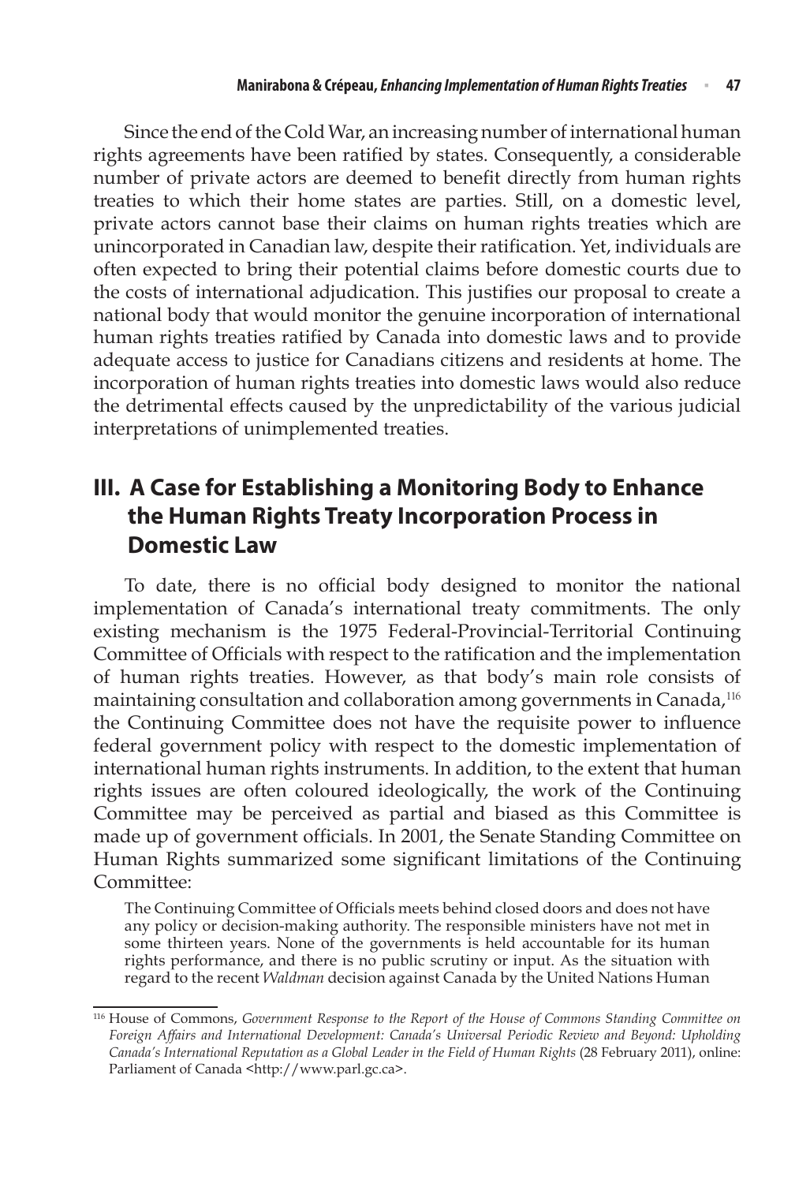Since the end of the Cold War, an increasing number of international human rights agreements have been ratified by states. Consequently, a considerable number of private actors are deemed to benefit directly from human rights treaties to which their home states are parties. Still, on a domestic level, private actors cannot base their claims on human rights treaties which are unincorporated in Canadian law, despite their ratification. Yet, individuals are often expected to bring their potential claims before domestic courts due to the costs of international adjudication. This justifies our proposal to create a national body that would monitor the genuine incorporation of international human rights treaties ratified by Canada into domestic laws and to provide adequate access to justice for Canadians citizens and residents at home. The incorporation of human rights treaties into domestic laws would also reduce the detrimental effects caused by the unpredictability of the various judicial interpretations of unimplemented treaties.

## III. A Case for Establishing a Monitoring Body to Enhance the Human Rights Treaty Incorporation Process in Domestic Law

To date, there is no official body designed to monitor the national implementation of Canada's international treaty commitments. The only existing mechanism is the 1975 Federal-Provincial-Territorial Continuing Committee of Officials with respect to the ratification and the implementation of human rights treaties. However, as that body's main role consists of maintaining consultation and collaboration among governments in Canada,[116] the Continuing Committee does not have the requisite power to influence federal government policy with respect to the domestic implementation of international human rights instruments. In addition, to the extent that human rights issues are often coloured ideologically, the work of the Continuing Committee may be perceived as partial and biased as this Committee is made up of government officials. In 2001, the Senate Standing Committee on Human Rights summarized some significant limitations of the Continuing Committee:

> The Continuing Committee of Officials meets behind closed doors and does not have any policy or decision-making authority. The responsible ministers have not met in some thirteen years. None of the governments is held accountable for its human rights performance, and there is no public scrutiny or input. As the situation with regard to the recent *Waldman* decision against Canada by the United Nations Human

[116] House of Commons, *Government Response to the Report of the House of Commons Standing Committee on Foreign Affairs and International Development: Canada's Universal Periodic Review and Beyond: Upholding Canada's International Reputation as a Global Leader in the Field of Human Rights* (28 February 2011), online: Parliament of Canada <http://www.parl.gc.ca>.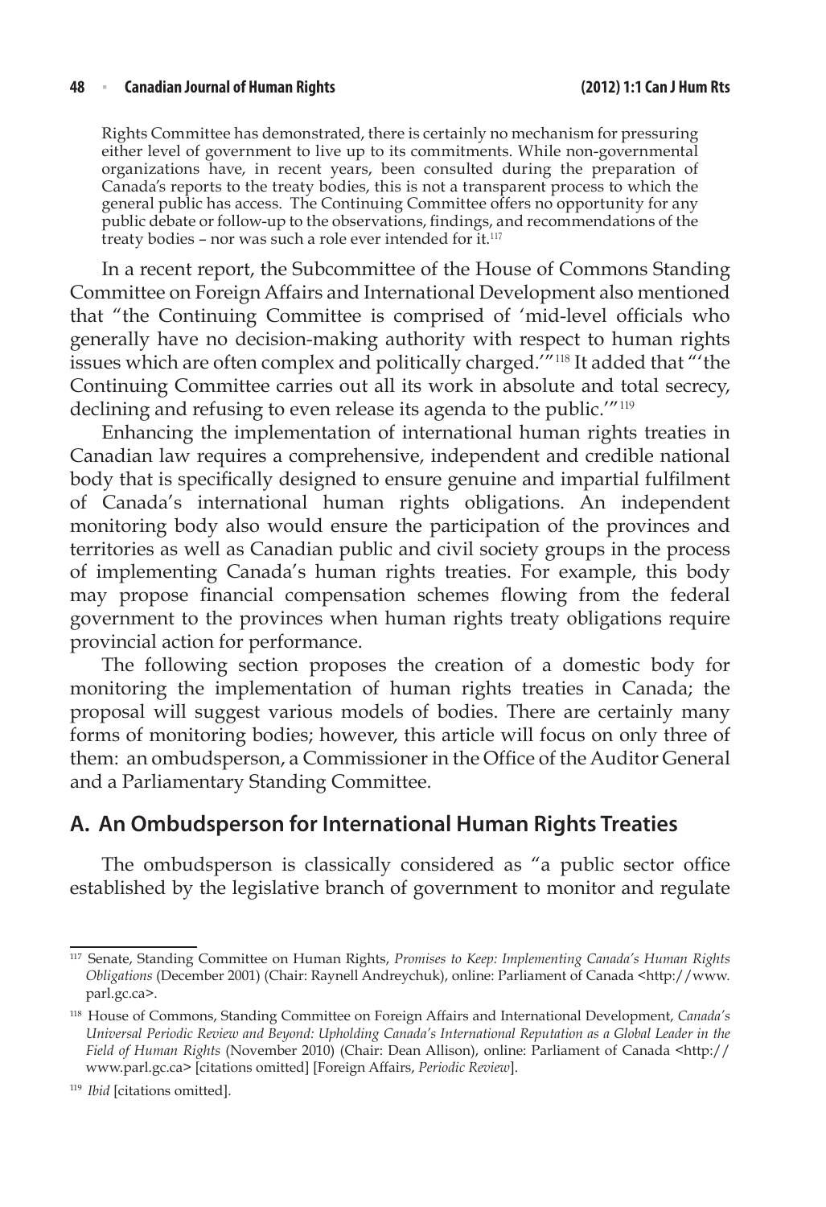Rights Committee has demonstrated, there is certainly no mechanism for pressuring either level of government to live up to its commitments. While non-governmental organizations have, in recent years, been consulted during the preparation of Canada's reports to the treaty bodies, this is not a transparent process to which the general public has access. The Continuing Committee offers no opportunity for any public debate or follow-up to the observations, findings, and recommendations of the treaty bodies – nor was such a role ever intended for it.[117]

In a recent report, the Subcommittee of the House of Commons Standing Committee on Foreign Affairs and International Development also mentioned that "the Continuing Committee is comprised of 'mid-level officials who generally have no decision-making authority with respect to human rights issues which are often complex and politically charged.'"[118] It added that "'the Continuing Committee carries out all its work in absolute and total secrecy, declining and refusing to even release its agenda to the public.'"[119]

Enhancing the implementation of international human rights treaties in Canadian law requires a comprehensive, independent and credible national body that is specifically designed to ensure genuine and impartial fulfilment of Canada's international human rights obligations. An independent monitoring body also would ensure the participation of the provinces and territories as well as Canadian public and civil society groups in the process of implementing Canada's human rights treaties. For example, this body may propose financial compensation schemes flowing from the federal government to the provinces when human rights treaty obligations require provincial action for performance.

The following section proposes the creation of a domestic body for monitoring the implementation of human rights treaties in Canada; the proposal will suggest various models of bodies. There are certainly many forms of monitoring bodies; however, this article will focus on only three of them: an ombudsperson, a Commissioner in the Office of the Auditor General and a Parliamentary Standing Committee.

## A. An Ombudsperson for International Human Rights Treaties

The ombudsperson is classically considered as "a public sector office established by the legislative branch of government to monitor and regulate

---

[117] Senate, Standing Committee on Human Rights, *Promises to Keep: Implementing Canada's Human Rights Obligations* (December 2001) (Chair: Raynell Andreychuk), online: Parliament of Canada <http://www.parl.gc.ca>.

[118] House of Commons, Standing Committee on Foreign Affairs and International Development, *Canada's Universal Periodic Review and Beyond: Upholding Canada's International Reputation as a Global Leader in the Field of Human Rights* (November 2010) (Chair: Dean Allison), online: Parliament of Canada <http://www.parl.gc.ca> [citations omitted] [Foreign Affairs, *Periodic Review*].

[119] *Ibid* [citations omitted].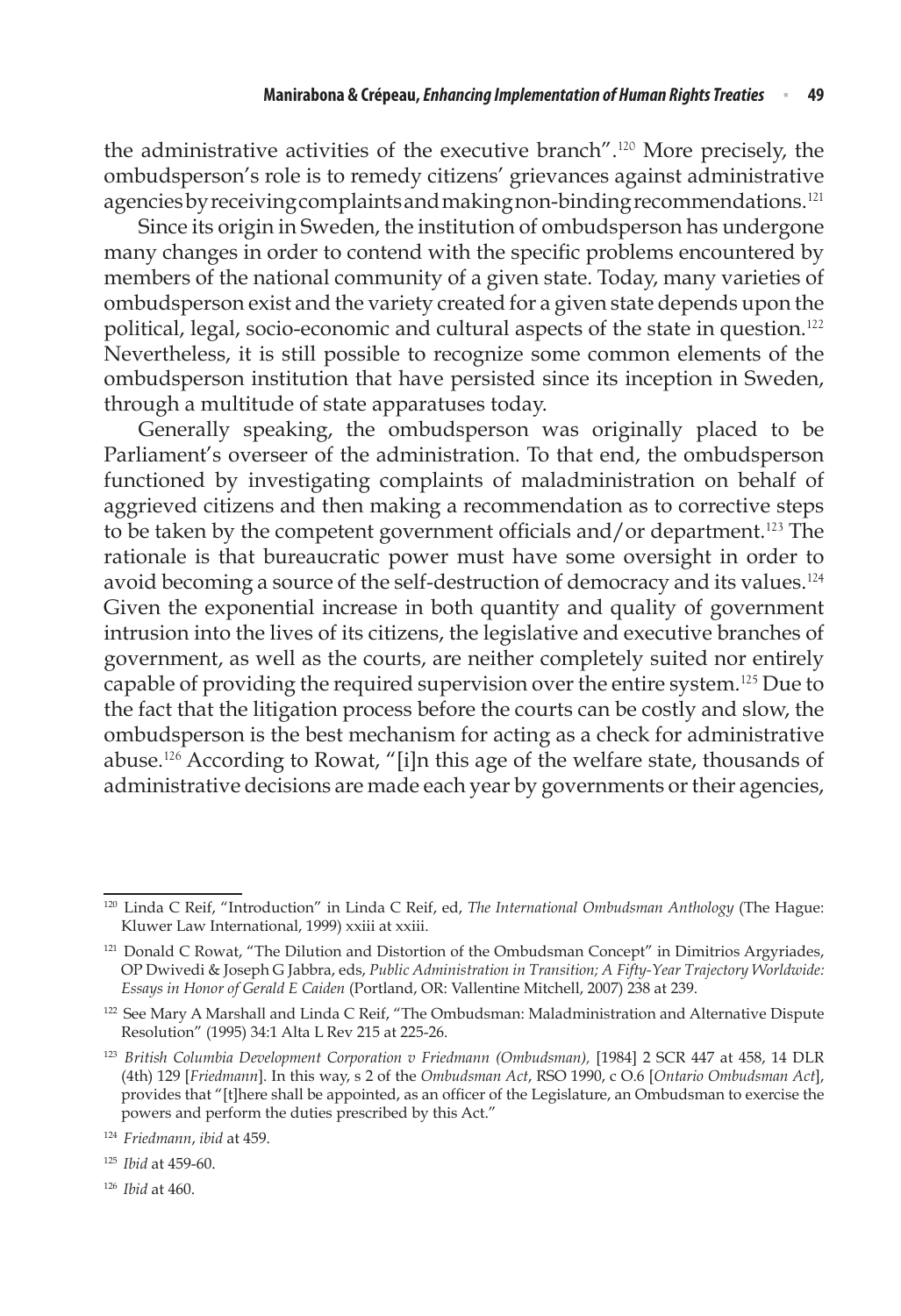the administrative activities of the executive branch".[120] More precisely, the ombudsperson's role is to remedy citizens' grievances against administrative agencies by receiving complaints and making non-binding recommendations.[121]

Since its origin in Sweden, the institution of ombudsperson has undergone many changes in order to contend with the specific problems encountered by members of the national community of a given state. Today, many varieties of ombudsperson exist and the variety created for a given state depends upon the political, legal, socio-economic and cultural aspects of the state in question.[122] Nevertheless, it is still possible to recognize some common elements of the ombudsperson institution that have persisted since its inception in Sweden, through a multitude of state apparatuses today.

Generally speaking, the ombudsperson was originally placed to be Parliament's overseer of the administration. To that end, the ombudsperson functioned by investigating complaints of maladministration on behalf of aggrieved citizens and then making a recommendation as to corrective steps to be taken by the competent government officials and/or department.[123] The rationale is that bureaucratic power must have some oversight in order to avoid becoming a source of the self-destruction of democracy and its values.[124] Given the exponential increase in both quantity and quality of government intrusion into the lives of its citizens, the legislative and executive branches of government, as well as the courts, are neither completely suited nor entirely capable of providing the required supervision over the entire system.[125] Due to the fact that the litigation process before the courts can be costly and slow, the ombudsperson is the best mechanism for acting as a check for administrative abuse.[126] According to Rowat, "[i]n this age of the welfare state, thousands of administrative decisions are made each year by governments or their agencies,

---

[120] Linda C Reif, "Introduction" in Linda C Reif, ed, *The International Ombudsman Anthology* (The Hague: Kluwer Law International, 1999) xxiii at xxiii.

[121] Donald C Rowat, "The Dilution and Distortion of the Ombudsman Concept" in Dimitrios Argyriades, OP Dwivedi & Joseph G Jabbra, eds, *Public Administration in Transition; A Fifty-Year Trajectory Worldwide: Essays in Honor of Gerald E Caiden* (Portland, OR: Vallentine Mitchell, 2007) 238 at 239.

[122] See Mary A Marshall and Linda C Reif, "The Ombudsman: Maladministration and Alternative Dispute Resolution" (1995) 34:1 Alta L Rev 215 at 225-26.

[123] *British Columbia Development Corporation v Friedmann (Ombudsman),* [1984] 2 SCR 447 at 458, 14 DLR (4th) 129 [*Friedmann*]. In this way, s 2 of the *Ombudsman Act*, RSO 1990, c O.6 [*Ontario Ombudsman Act*], provides that "[t]here shall be appointed, as an officer of the Legislature, an Ombudsman to exercise the powers and perform the duties prescribed by this Act."

[124] *Friedmann*, *ibid* at 459.

[125] *Ibid* at 459-60.

[126] *Ibid* at 460.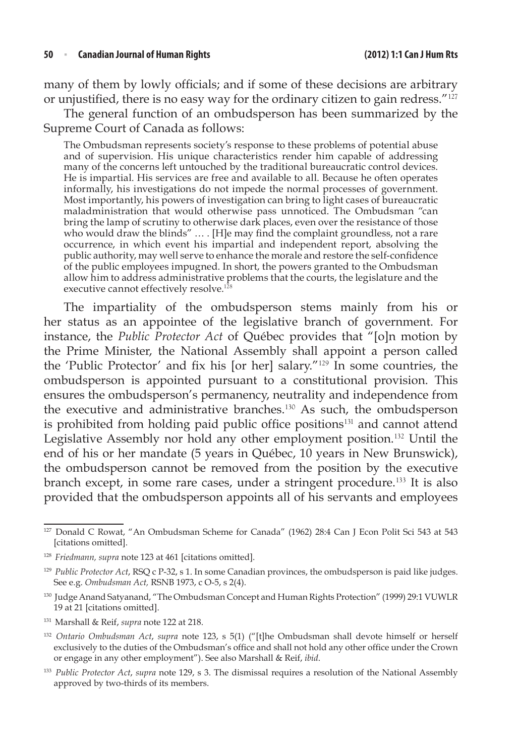many of them by lowly officials; and if some of these decisions are arbitrary or unjustified, there is no easy way for the ordinary citizen to gain redress."[127]

The general function of an ombudsperson has been summarized by the Supreme Court of Canada as follows:

> The Ombudsman represents society's response to these problems of potential abuse and of supervision. His unique characteristics render him capable of addressing many of the concerns left untouched by the traditional bureaucratic control devices. He is impartial. His services are free and available to all. Because he often operates informally, his investigations do not impede the normal processes of government. Most importantly, his powers of investigation can bring to light cases of bureaucratic maladministration that would otherwise pass unnoticed. The Ombudsman "can bring the lamp of scrutiny to otherwise dark places, even over the resistance of those who would draw the blinds" … . [H]e may find the complaint groundless, not a rare occurrence, in which event his impartial and independent report, absolving the public authority, may well serve to enhance the morale and restore the self-confidence of the public employees impugned. In short, the powers granted to the Ombudsman allow him to address administrative problems that the courts, the legislature and the executive cannot effectively resolve.[128]

The impartiality of the ombudsperson stems mainly from his or her status as an appointee of the legislative branch of government. For instance, the *Public Protector Act* of Québec provides that "[o]n motion by the Prime Minister, the National Assembly shall appoint a person called the 'Public Protector' and fix his [or her] salary."[129] In some countries, the ombudsperson is appointed pursuant to a constitutional provision. This ensures the ombudsperson's permanency, neutrality and independence from the executive and administrative branches.[130] As such, the ombudsperson is prohibited from holding paid public office positions[131] and cannot attend Legislative Assembly nor hold any other employment position.[132] Until the end of his or her mandate (5 years in Québec, 10 years in New Brunswick), the ombudsperson cannot be removed from the position by the executive branch except, in some rare cases, under a stringent procedure.[133] It is also provided that the ombudsperson appoints all of his servants and employees

---

[127] Donald C Rowat, "An Ombudsman Scheme for Canada" (1962) 28:4 Can J Econ Polit Sci 543 at 543 [citations omitted].

[128] *Friedmann, supra* note 123 at 461 [citations omitted].

[129] *Public Protector Act*, RSQ c P-32, s 1. In some Canadian provinces, the ombudsperson is paid like judges. See e.g. *Ombudsman Act,* RSNB 1973, c O-5, s 2(4).

[130] Judge Anand Satyanand, "The Ombudsman Concept and Human Rights Protection" (1999) 29:1 VUWLR 19 at 21 [citations omitted].

[131] Marshall & Reif, *supra* note 122 at 218.

[132] *Ontario Ombudsman Act*, *supra* note 123, s 5(1) ("[t]he Ombudsman shall devote himself or herself exclusively to the duties of the Ombudsman's office and shall not hold any other office under the Crown or engage in any other employment"). See also Marshall & Reif, *ibid*.

[133] *Public Protector Act*, *supra* note 129, s 3. The dismissal requires a resolution of the National Assembly approved by two-thirds of its members.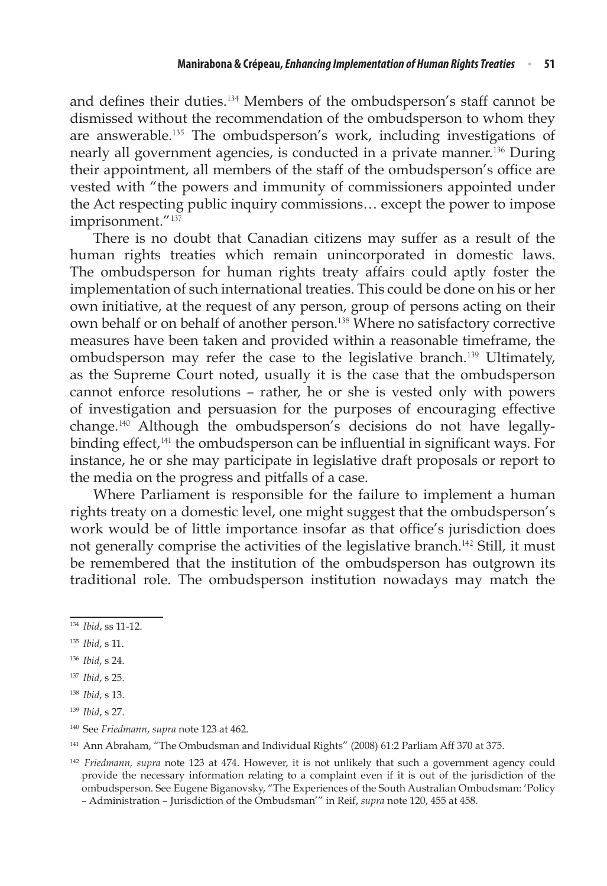and defines their duties.[134] Members of the ombudsperson's staff cannot be dismissed without the recommendation of the ombudsperson to whom they are answerable.[135] The ombudsperson's work, including investigations of nearly all government agencies, is conducted in a private manner.[136] During their appointment, all members of the staff of the ombudsperson's office are vested with "the powers and immunity of commissioners appointed under the Act respecting public inquiry commissions… except the power to impose imprisonment."[137]

There is no doubt that Canadian citizens may suffer as a result of the human rights treaties which remain unincorporated in domestic laws. The ombudsperson for human rights treaty affairs could aptly foster the implementation of such international treaties. This could be done on his or her own initiative, at the request of any person, group of persons acting on their own behalf or on behalf of another person.[138] Where no satisfactory corrective measures have been taken and provided within a reasonable timeframe, the ombudsperson may refer the case to the legislative branch.[139] Ultimately, as the Supreme Court noted, usually it is the case that the ombudsperson cannot enforce resolutions – rather, he or she is vested only with powers of investigation and persuasion for the purposes of encouraging effective change.[140] Although the ombudsperson's decisions do not have legally-binding effect,[141] the ombudsperson can be influential in significant ways. For instance, he or she may participate in legislative draft proposals or report to the media on the progress and pitfalls of a case.

Where Parliament is responsible for the failure to implement a human rights treaty on a domestic level, one might suggest that the ombudsperson's work would be of little importance insofar as that office's jurisdiction does not generally comprise the activities of the legislative branch.[142] Still, it must be remembered that the institution of the ombudsperson has outgrown its traditional role. The ombudsperson institution nowadays may match the

---

[134] *Ibid*, ss 11-12.

[135] *Ibid*, s 11.

[136] *Ibid*, s 24.

[137] *Ibid*, s 25.

[138] *Ibid*, s 13.

[139] *Ibid*, s 27.

[140] See *Friedmann*, *supra* note 123 at 462.

[141] Ann Abraham, "The Ombudsman and Individual Rights" (2008) 61:2 Parliam Aff 370 at 375.

[142] *Friedmann, supra* note 123 at 474. However, it is not unlikely that such a government agency could provide the necessary information relating to a complaint even if it is out of the jurisdiction of the ombudsperson. See Eugene Biganovsky, "The Experiences of the South Australian Ombudsman: 'Policy – Administration – Jurisdiction of the Ombudsman'" in Reif, *supra* note 120, 455 at 458.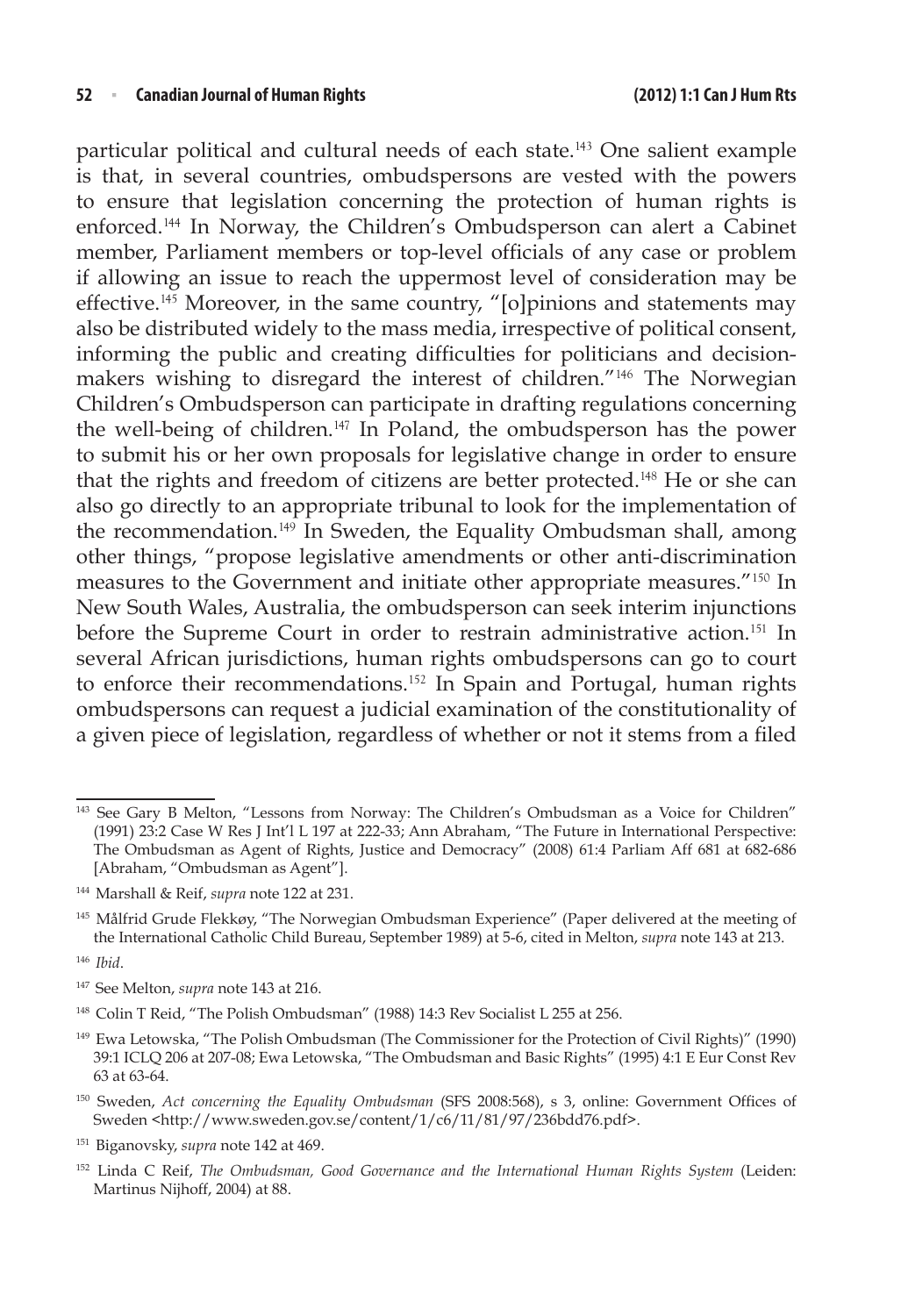particular political and cultural needs of each state.[143] One salient example is that, in several countries, ombudspersons are vested with the powers to ensure that legislation concerning the protection of human rights is enforced.[144] In Norway, the Children's Ombudsperson can alert a Cabinet member, Parliament members or top-level officials of any case or problem if allowing an issue to reach the uppermost level of consideration may be effective.[145] Moreover, in the same country, "[o]pinions and statements may also be distributed widely to the mass media, irrespective of political consent, informing the public and creating difficulties for politicians and decision-makers wishing to disregard the interest of children."[146] The Norwegian Children's Ombudsperson can participate in drafting regulations concerning the well-being of children.[147] In Poland, the ombudsperson has the power to submit his or her own proposals for legislative change in order to ensure that the rights and freedom of citizens are better protected.[148] He or she can also go directly to an appropriate tribunal to look for the implementation of the recommendation.[149] In Sweden, the Equality Ombudsman shall, among other things, "propose legislative amendments or other anti-discrimination measures to the Government and initiate other appropriate measures."[150] In New South Wales, Australia, the ombudsperson can seek interim injunctions before the Supreme Court in order to restrain administrative action.[151] In several African jurisdictions, human rights ombudspersons can go to court to enforce their recommendations.[152] In Spain and Portugal, human rights ombudspersons can request a judicial examination of the constitutionality of a given piece of legislation, regardless of whether or not it stems from a filed

---

[143] See Gary B Melton, "Lessons from Norway: The Children's Ombudsman as a Voice for Children" (1991) 23:2 Case W Res J Int'l L 197 at 222-33; Ann Abraham, "The Future in International Perspective: The Ombudsman as Agent of Rights, Justice and Democracy" (2008) 61:4 Parliam Aff 681 at 682-686 [Abraham, "Ombudsman as Agent"].

[144] Marshall & Reif, *supra* note 122 at 231.

[145] Målfrid Grude Flekkøy, "The Norwegian Ombudsman Experience" (Paper delivered at the meeting of the International Catholic Child Bureau, September 1989) at 5-6, cited in Melton, *supra* note 143 at 213.

[146] *Ibid*.

[147] See Melton, *supra* note 143 at 216.

[148] Colin T Reid, "The Polish Ombudsman" (1988) 14:3 Rev Socialist L 255 at 256.

[149] Ewa Letowska, "The Polish Ombudsman (The Commissioner for the Protection of Civil Rights)" (1990) 39:1 ICLQ 206 at 207-08; Ewa Letowska, "The Ombudsman and Basic Rights" (1995) 4:1 E Eur Const Rev 63 at 63-64.

[150] Sweden, *Act concerning the Equality Ombudsman* (SFS 2008:568), s 3, online: Government Offices of Sweden <http://www.sweden.gov.se/content/1/c6/11/81/97/236bdd76.pdf>.

[151] Biganovsky, *supra* note 142 at 469.

[152] Linda C Reif, *The Ombudsman, Good Governance and the International Human Rights System* (Leiden: Martinus Nijhoff, 2004) at 88.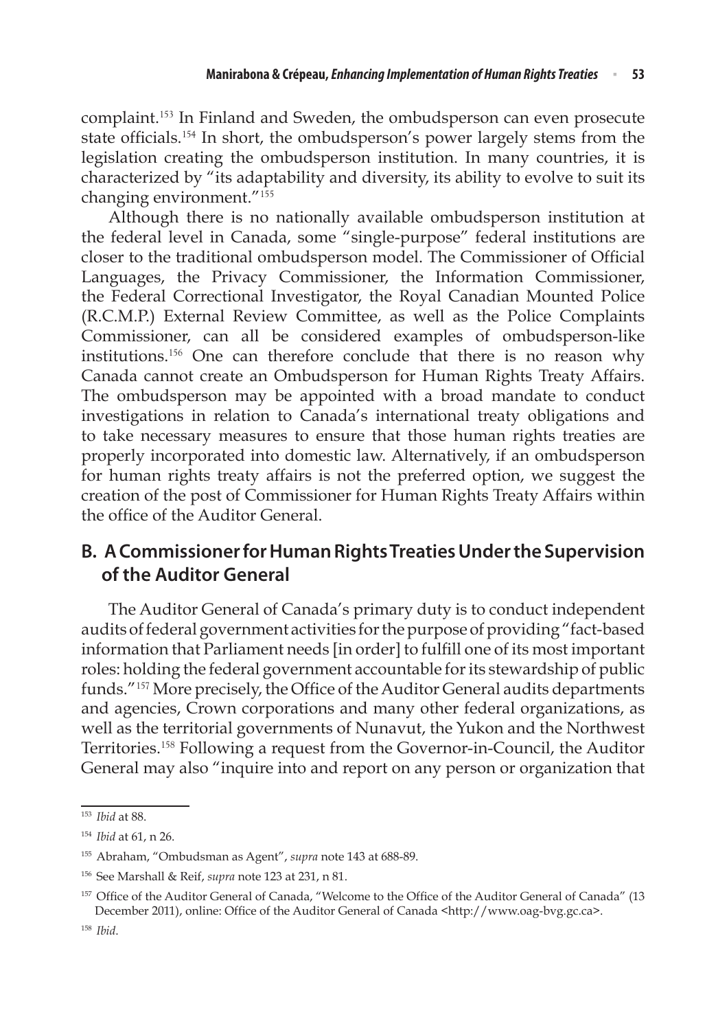complaint.[153] In Finland and Sweden, the ombudsperson can even prosecute state officials.[154] In short, the ombudsperson's power largely stems from the legislation creating the ombudsperson institution. In many countries, it is characterized by "its adaptability and diversity, its ability to evolve to suit its changing environment."[155]

Although there is no nationally available ombudsperson institution at the federal level in Canada, some "single-purpose" federal institutions are closer to the traditional ombudsperson model. The Commissioner of Official Languages, the Privacy Commissioner, the Information Commissioner, the Federal Correctional Investigator, the Royal Canadian Mounted Police (R.C.M.P.) External Review Committee, as well as the Police Complaints Commissioner, can all be considered examples of ombudsperson-like institutions.[156] One can therefore conclude that there is no reason why Canada cannot create an Ombudsperson for Human Rights Treaty Affairs. The ombudsperson may be appointed with a broad mandate to conduct investigations in relation to Canada's international treaty obligations and to take necessary measures to ensure that those human rights treaties are properly incorporated into domestic law. Alternatively, if an ombudsperson for human rights treaty affairs is not the preferred option, we suggest the creation of the post of Commissioner for Human Rights Treaty Affairs within the office of the Auditor General.

## B. A Commissioner for Human Rights Treaties Under the Supervision of the Auditor General

The Auditor General of Canada's primary duty is to conduct independent audits of federal government activities for the purpose of providing "fact-based information that Parliament needs [in order] to fulfill one of its most important roles: holding the federal government accountable for its stewardship of public funds."[157] More precisely, the Office of the Auditor General audits departments and agencies, Crown corporations and many other federal organizations, as well as the territorial governments of Nunavut, the Yukon and the Northwest Territories.[158] Following a request from the Governor-in-Council, the Auditor General may also "inquire into and report on any person or organization that

---

[153] *Ibid* at 88.

[154] *Ibid* at 61, n 26.

[155] Abraham, "Ombudsman as Agent", *supra* note 143 at 688-89.

[156] See Marshall & Reif, *supra* note 123 at 231, n 81.

[157] Office of the Auditor General of Canada, "Welcome to the Office of the Auditor General of Canada" (13 December 2011), online: Office of the Auditor General of Canada <http://www.oag-bvg.gc.ca>.

[158] *Ibid*.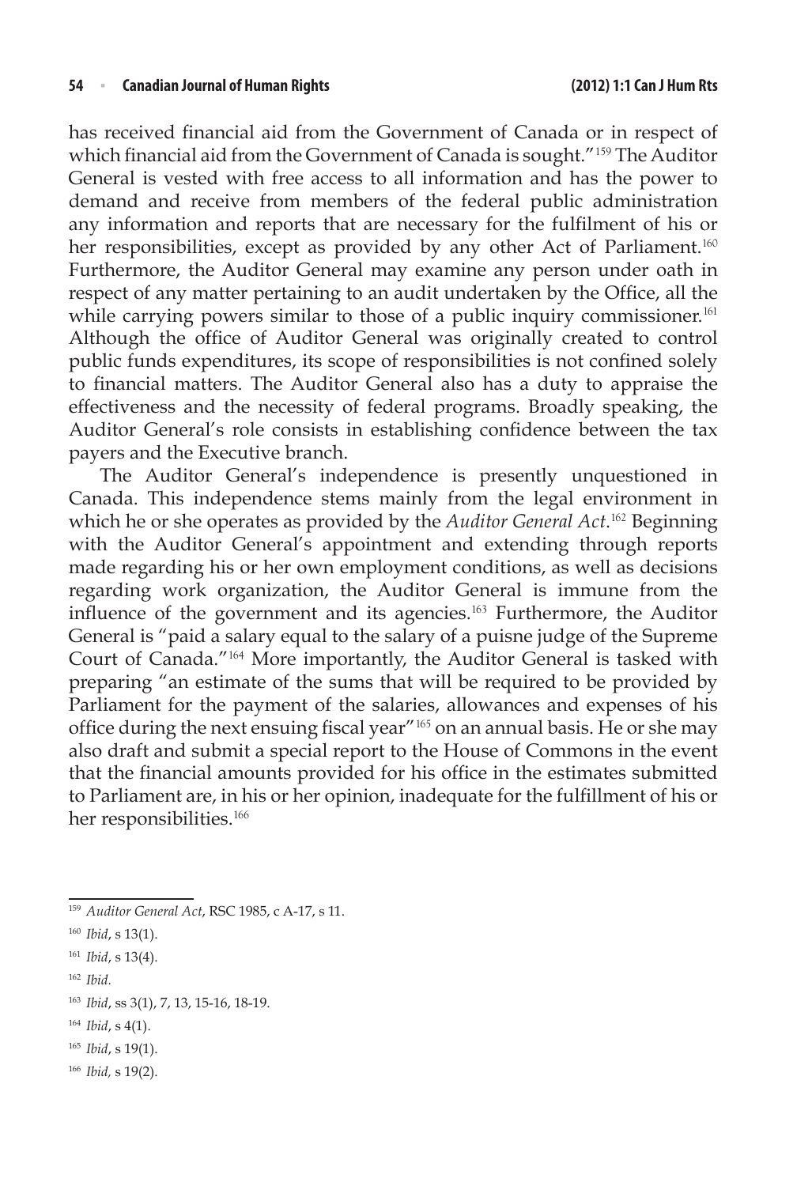has received financial aid from the Government of Canada or in respect of which financial aid from the Government of Canada is sought."[159] The Auditor General is vested with free access to all information and has the power to demand and receive from members of the federal public administration any information and reports that are necessary for the fulfilment of his or her responsibilities, except as provided by any other Act of Parliament.[160] Furthermore, the Auditor General may examine any person under oath in respect of any matter pertaining to an audit undertaken by the Office, all the while carrying powers similar to those of a public inquiry commissioner.[161] Although the office of Auditor General was originally created to control public funds expenditures, its scope of responsibilities is not confined solely to financial matters. The Auditor General also has a duty to appraise the effectiveness and the necessity of federal programs. Broadly speaking, the Auditor General's role consists in establishing confidence between the tax payers and the Executive branch.

The Auditor General's independence is presently unquestioned in Canada. This independence stems mainly from the legal environment in which he or she operates as provided by the *Auditor General Act*.[162] Beginning with the Auditor General's appointment and extending through reports made regarding his or her own employment conditions, as well as decisions regarding work organization, the Auditor General is immune from the influence of the government and its agencies.[163] Furthermore, the Auditor General is "paid a salary equal to the salary of a puisne judge of the Supreme Court of Canada."[164] More importantly, the Auditor General is tasked with preparing "an estimate of the sums that will be required to be provided by Parliament for the payment of the salaries, allowances and expenses of his office during the next ensuing fiscal year"[165] on an annual basis. He or she may also draft and submit a special report to the House of Commons in the event that the financial amounts provided for his office in the estimates submitted to Parliament are, in his or her opinion, inadequate for the fulfillment of his or her responsibilities.[166]

---

[159] *Auditor General Act*, RSC 1985, c A-17, s 11.

[160] *Ibid*, s 13(1).

[161] *Ibid*, s 13(4).

[162] *Ibid*.

[163] *Ibid*, ss 3(1), 7, 13, 15-16, 18-19.

[164] *Ibid*, s 4(1).

[165] *Ibid*, s 19(1).

[166] *Ibid,* s 19(2).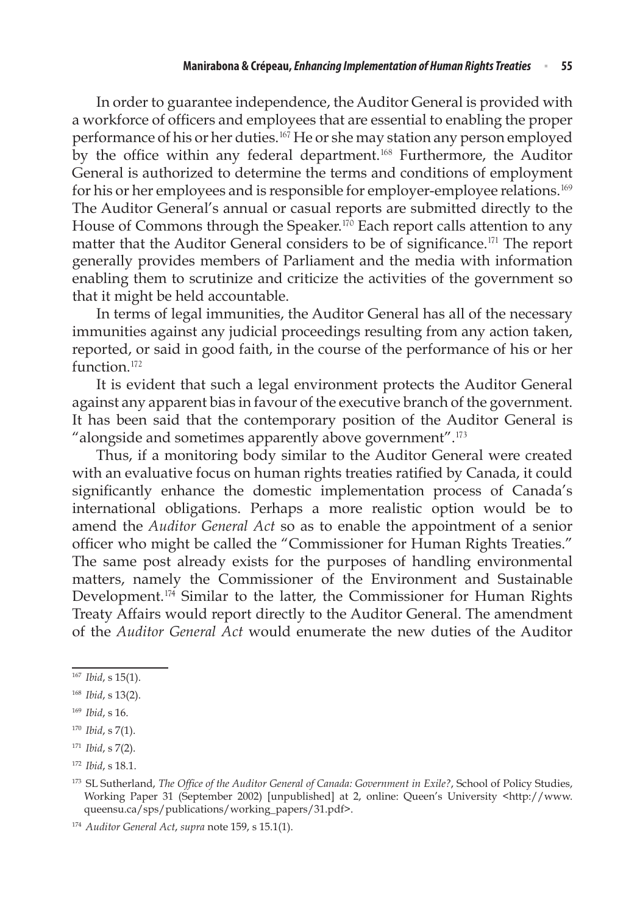In order to guarantee independence, the Auditor General is provided with a workforce of officers and employees that are essential to enabling the proper performance of his or her duties.[167] He or she may station any person employed by the office within any federal department.[168] Furthermore, the Auditor General is authorized to determine the terms and conditions of employment for his or her employees and is responsible for employer-employee relations.[169] The Auditor General's annual or casual reports are submitted directly to the House of Commons through the Speaker.[170] Each report calls attention to any matter that the Auditor General considers to be of significance.[171] The report generally provides members of Parliament and the media with information enabling them to scrutinize and criticize the activities of the government so that it might be held accountable.

In terms of legal immunities, the Auditor General has all of the necessary immunities against any judicial proceedings resulting from any action taken, reported, or said in good faith, in the course of the performance of his or her function.[172]

It is evident that such a legal environment protects the Auditor General against any apparent bias in favour of the executive branch of the government. It has been said that the contemporary position of the Auditor General is "alongside and sometimes apparently above government".[173]

Thus, if a monitoring body similar to the Auditor General were created with an evaluative focus on human rights treaties ratified by Canada, it could significantly enhance the domestic implementation process of Canada's international obligations. Perhaps a more realistic option would be to amend the *Auditor General Act* so as to enable the appointment of a senior officer who might be called the "Commissioner for Human Rights Treaties." The same post already exists for the purposes of handling environmental matters, namely the Commissioner of the Environment and Sustainable Development.[174] Similar to the latter, the Commissioner for Human Rights Treaty Affairs would report directly to the Auditor General. The amendment of the *Auditor General Act* would enumerate the new duties of the Auditor

---

[167] *Ibid*, s 15(1).

[168] *Ibid*, s 13(2).

[169] *Ibid*, s 16.

[170] *Ibid*, s 7(1).

[171] *Ibid*, s 7(2).

[172] *Ibid*, s 18.1.

[173] SL Sutherland, *The Office of the Auditor General of Canada: Government in Exile?*, School of Policy Studies, Working Paper 31 (September 2002) [unpublished] at 2, online: Queen's University <http://www.queensu.ca/sps/publications/working_papers/31.pdf>.

[174] *Auditor General Act*, *supra* note 159, s 15.1(1).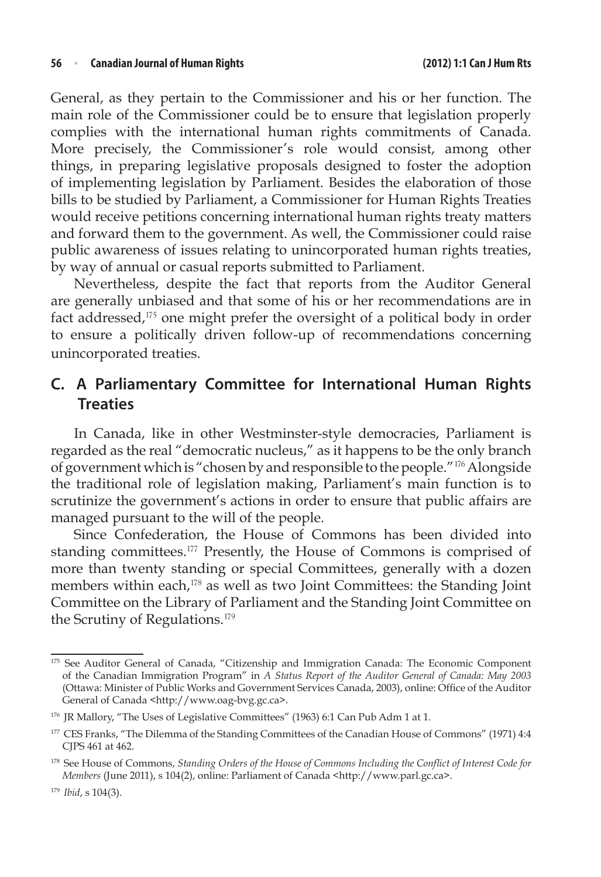General, as they pertain to the Commissioner and his or her function. The main role of the Commissioner could be to ensure that legislation properly complies with the international human rights commitments of Canada. More precisely, the Commissioner's role would consist, among other things, in preparing legislative proposals designed to foster the adoption of implementing legislation by Parliament. Besides the elaboration of those bills to be studied by Parliament, a Commissioner for Human Rights Treaties would receive petitions concerning international human rights treaty matters and forward them to the government. As well, the Commissioner could raise public awareness of issues relating to unincorporated human rights treaties, by way of annual or casual reports submitted to Parliament.

Nevertheless, despite the fact that reports from the Auditor General are generally unbiased and that some of his or her recommendations are in fact addressed,[175] one might prefer the oversight of a political body in order to ensure a politically driven follow-up of recommendations concerning unincorporated treaties.

## C. A Parliamentary Committee for International Human Rights Treaties

In Canada, like in other Westminster-style democracies, Parliament is regarded as the real "democratic nucleus," as it happens to be the only branch of government which is "chosen by and responsible to the people."[176] Alongside the traditional role of legislation making, Parliament's main function is to scrutinize the government's actions in order to ensure that public affairs are managed pursuant to the will of the people.

Since Confederation, the House of Commons has been divided into standing committees.[177] Presently, the House of Commons is comprised of more than twenty standing or special Committees, generally with a dozen members within each,[178] as well as two Joint Committees: the Standing Joint Committee on the Library of Parliament and the Standing Joint Committee on the Scrutiny of Regulations.[179]

---

[175] See Auditor General of Canada, "Citizenship and Immigration Canada: The Economic Component of the Canadian Immigration Program" in *A Status Report of the Auditor General of Canada: May 2003* (Ottawa: Minister of Public Works and Government Services Canada, 2003), online: Office of the Auditor General of Canada <http://www.oag-bvg.gc.ca>.

[176] JR Mallory, "The Uses of Legislative Committees" (1963) 6:1 Can Pub Adm 1 at 1.

[177] CES Franks, "The Dilemma of the Standing Committees of the Canadian House of Commons" (1971) 4:4 CJPS 461 at 462.

[178] See House of Commons, *Standing Orders of the House of Commons Including the Conflict of Interest Code for Members* (June 2011), s 104(2), online: Parliament of Canada <http://www.parl.gc.ca>.

[179] *Ibid*, s 104(3).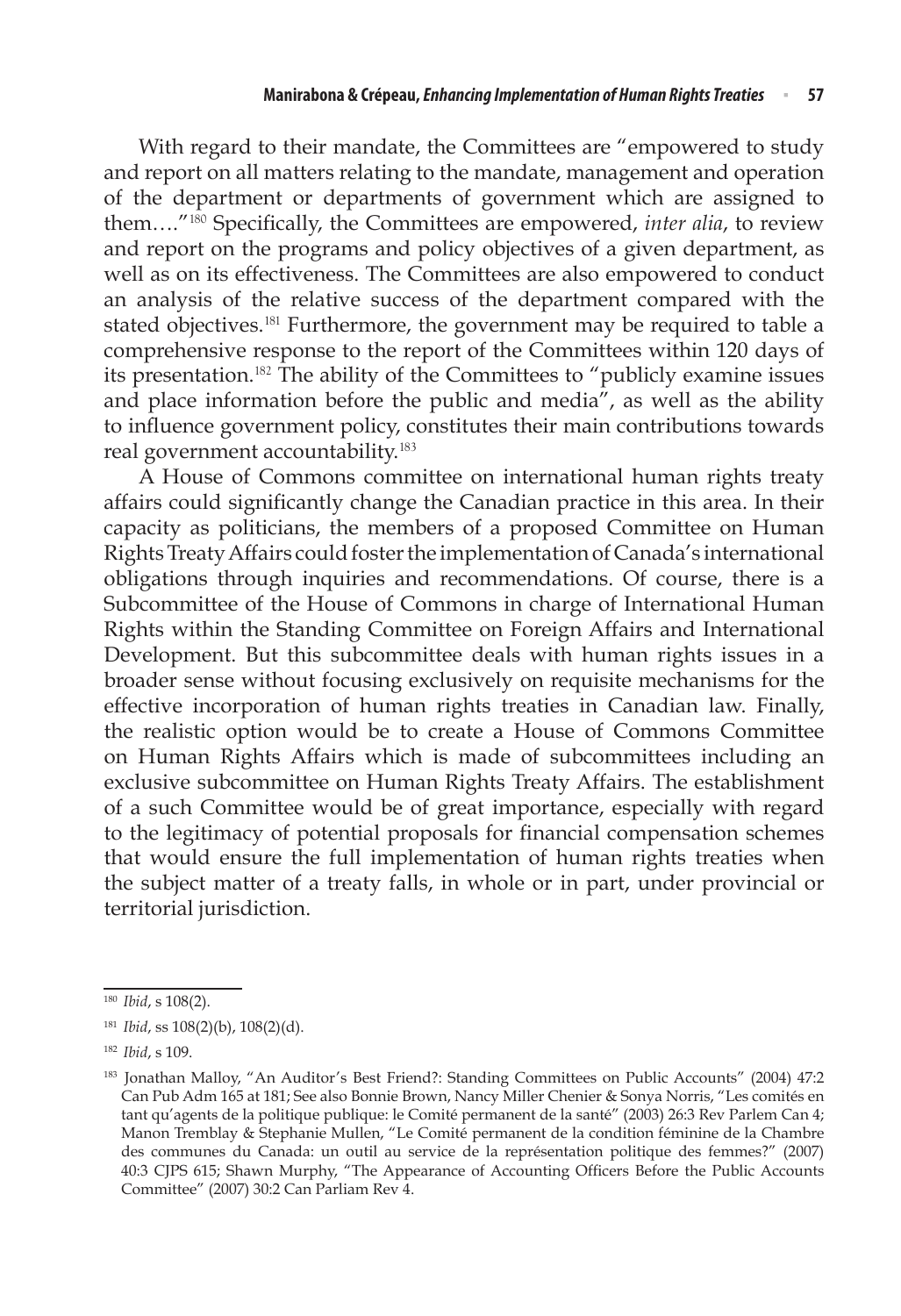With regard to their mandate, the Committees are "empowered to study and report on all matters relating to the mandate, management and operation of the department or departments of government which are assigned to them…."[180] Specifically, the Committees are empowered, *inter alia*, to review and report on the programs and policy objectives of a given department, as well as on its effectiveness. The Committees are also empowered to conduct an analysis of the relative success of the department compared with the stated objectives.[181] Furthermore, the government may be required to table a comprehensive response to the report of the Committees within 120 days of its presentation.[182] The ability of the Committees to "publicly examine issues and place information before the public and media", as well as the ability to influence government policy, constitutes their main contributions towards real government accountability.[183]

A House of Commons committee on international human rights treaty affairs could significantly change the Canadian practice in this area. In their capacity as politicians, the members of a proposed Committee on Human Rights Treaty Affairs could foster the implementation of Canada's international obligations through inquiries and recommendations. Of course, there is a Subcommittee of the House of Commons in charge of International Human Rights within the Standing Committee on Foreign Affairs and International Development. But this subcommittee deals with human rights issues in a broader sense without focusing exclusively on requisite mechanisms for the effective incorporation of human rights treaties in Canadian law. Finally, the realistic option would be to create a House of Commons Committee on Human Rights Affairs which is made of subcommittees including an exclusive subcommittee on Human Rights Treaty Affairs. The establishment of a such Committee would be of great importance, especially with regard to the legitimacy of potential proposals for financial compensation schemes that would ensure the full implementation of human rights treaties when the subject matter of a treaty falls, in whole or in part, under provincial or territorial jurisdiction.

---

[180] *Ibid*, s 108(2).

[181] *Ibid*, ss 108(2)(b), 108(2)(d).

[182] *Ibid*, s 109.

[183] Jonathan Malloy, "An Auditor's Best Friend?: Standing Committees on Public Accounts" (2004) 47:2 Can Pub Adm 165 at 181; See also Bonnie Brown, Nancy Miller Chenier & Sonya Norris, "Les comités en tant qu'agents de la politique publique: le Comité permanent de la santé" (2003) 26:3 Rev Parlem Can 4; Manon Tremblay & Stephanie Mullen, "Le Comité permanent de la condition féminine de la Chambre des communes du Canada: un outil au service de la représentation politique des femmes?" (2007) 40:3 CJPS 615; Shawn Murphy, "The Appearance of Accounting Officers Before the Public Accounts Committee" (2007) 30:2 Can Parliam Rev 4.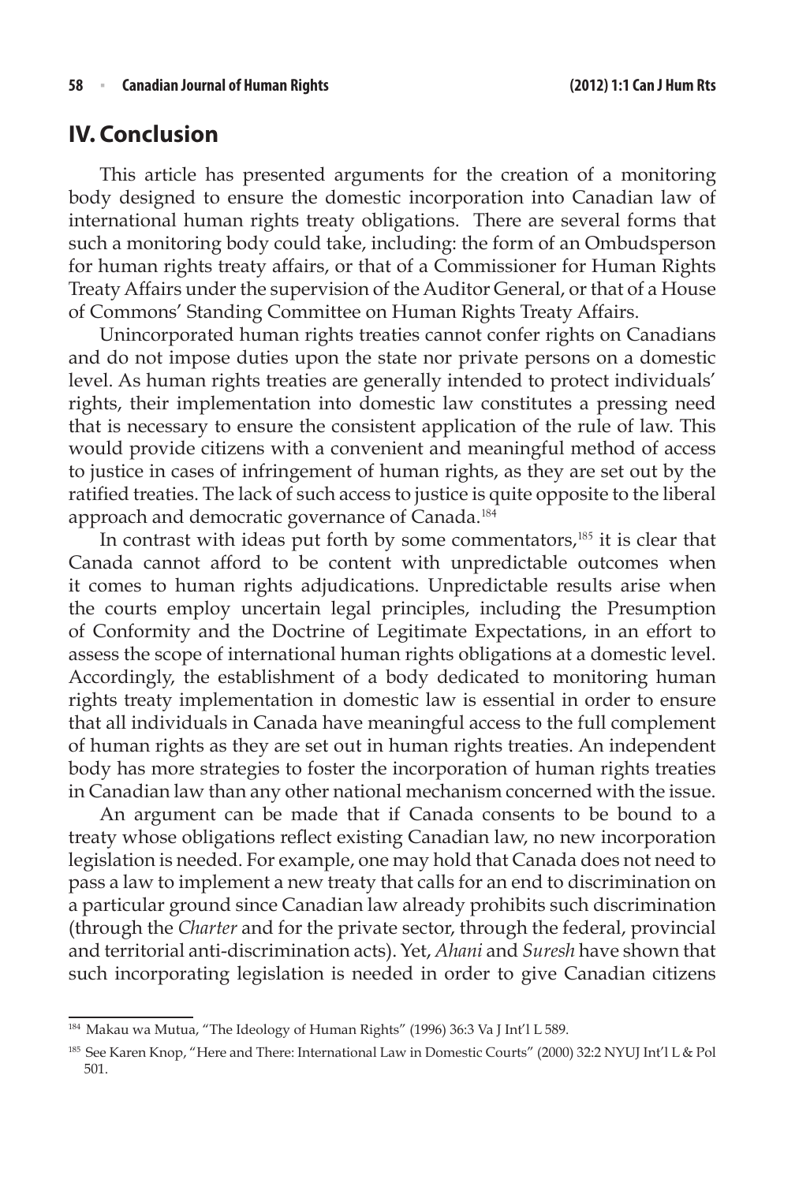## IV. Conclusion

This article has presented arguments for the creation of a monitoring body designed to ensure the domestic incorporation into Canadian law of international human rights treaty obligations. There are several forms that such a monitoring body could take, including: the form of an Ombudsperson for human rights treaty affairs, or that of a Commissioner for Human Rights Treaty Affairs under the supervision of the Auditor General, or that of a House of Commons' Standing Committee on Human Rights Treaty Affairs.

Unincorporated human rights treaties cannot confer rights on Canadians and do not impose duties upon the state nor private persons on a domestic level. As human rights treaties are generally intended to protect individuals' rights, their implementation into domestic law constitutes a pressing need that is necessary to ensure the consistent application of the rule of law. This would provide citizens with a convenient and meaningful method of access to justice in cases of infringement of human rights, as they are set out by the ratified treaties. The lack of such access to justice is quite opposite to the liberal approach and democratic governance of Canada.[184]

In contrast with ideas put forth by some commentators,[185] it is clear that Canada cannot afford to be content with unpredictable outcomes when it comes to human rights adjudications. Unpredictable results arise when the courts employ uncertain legal principles, including the Presumption of Conformity and the Doctrine of Legitimate Expectations, in an effort to assess the scope of international human rights obligations at a domestic level. Accordingly, the establishment of a body dedicated to monitoring human rights treaty implementation in domestic law is essential in order to ensure that all individuals in Canada have meaningful access to the full complement of human rights as they are set out in human rights treaties. An independent body has more strategies to foster the incorporation of human rights treaties in Canadian law than any other national mechanism concerned with the issue.

An argument can be made that if Canada consents to be bound to a treaty whose obligations reflect existing Canadian law, no new incorporation legislation is needed. For example, one may hold that Canada does not need to pass a law to implement a new treaty that calls for an end to discrimination on a particular ground since Canadian law already prohibits such discrimination (through the *Charter* and for the private sector, through the federal, provincial and territorial anti-discrimination acts). Yet, *Ahani* and *Suresh* have shown that such incorporating legislation is needed in order to give Canadian citizens

---

[184] Makau wa Mutua, "The Ideology of Human Rights" (1996) 36:3 Va J Int'l L 589.

[185] See Karen Knop, "Here and There: International Law in Domestic Courts" (2000) 32:2 NYUJ Int'l L & Pol 501.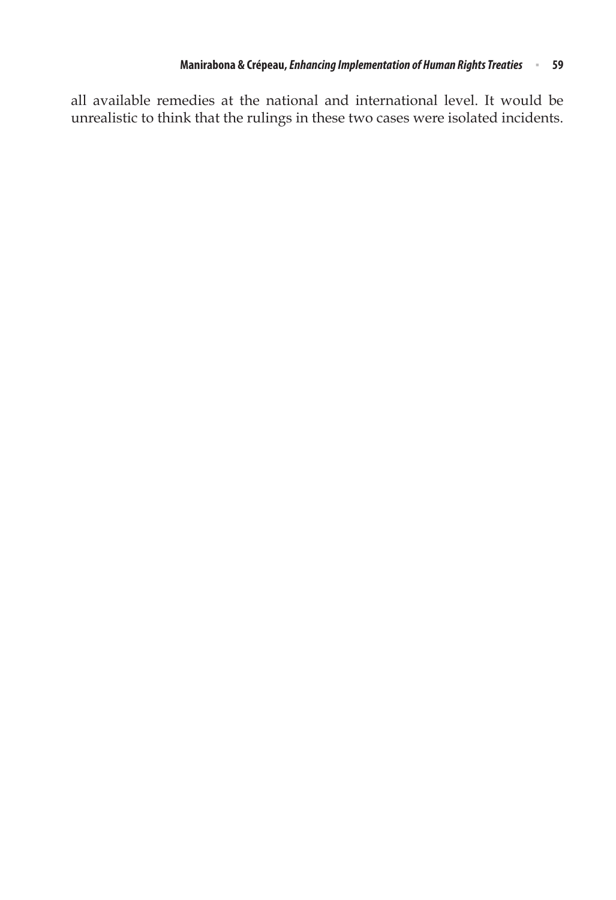all available remedies at the national and international level. It would be unrealistic to think that the rulings in these two cases were isolated incidents.